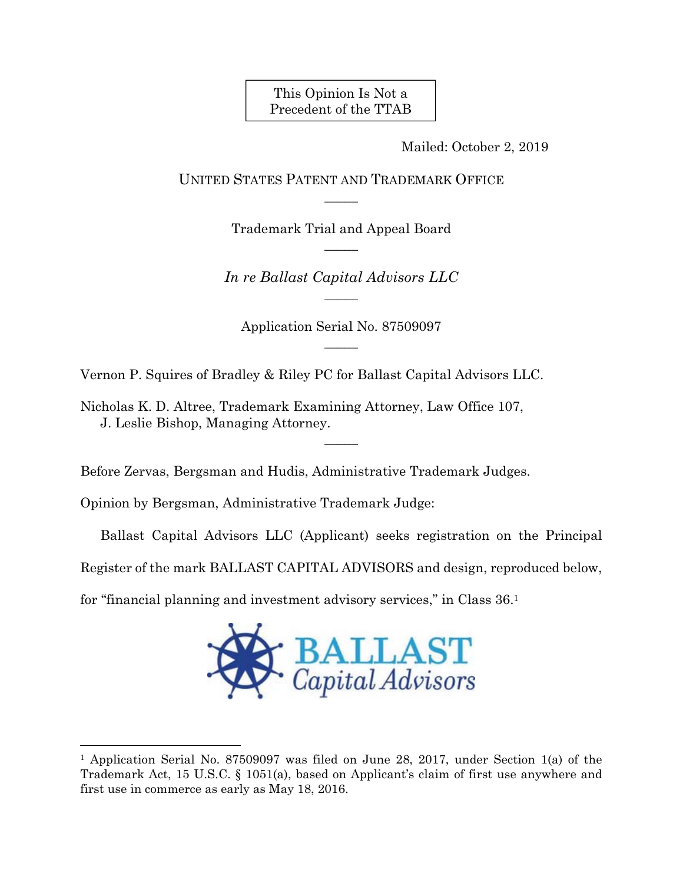This Opinion Is Not a Precedent of the TTAB

Mailed: October 2, 2019

UNITED STATES PATENT AND TRADEMARK OFFICE

—

Trademark Trial and Appeal Board

—

*In re Ballast Capital Advisors LLC*

—

Application Serial No. 87509097

—

Vernon P. Squires of Bradley & Riley PC for Ballast Capital Advisors LLC.

Nicholas K. D. Altree, Trademark Examining Attorney, Law Office 107,
J. Leslie Bishop, Managing Attorney.

—

Before Zervas, Bergsman and Hudis, Administrative Trademark Judges.

Opinion by Bergsman, Administrative Trademark Judge:

Ballast Capital Advisors LLC (Applicant) seeks registration on the Principal Register of the mark BALLAST CAPITAL ADVISORS and design, reproduced below, for "financial planning and investment advisory services," in Class 36.[1]

BALLAST
Capital Advisors

[1] Application Serial No. 87509097 was filed on June 28, 2017, under Section 1(a) of the Trademark Act, 15 U.S.C. § 1051(a), based on Applicant's claim of first use anywhere and first use in commerce as early as May 18, 2016.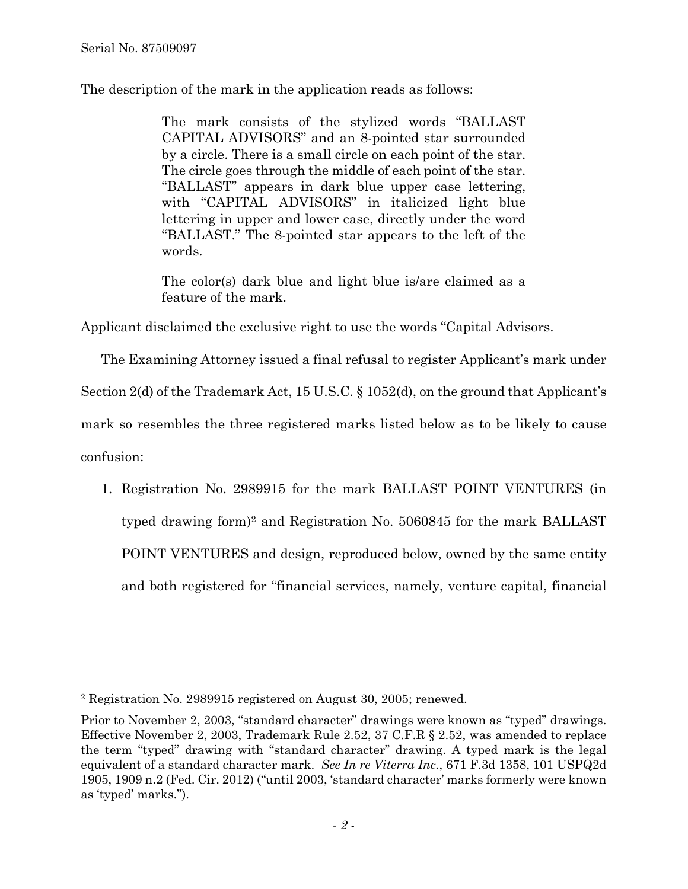The description of the mark in the application reads as follows:

> The mark consists of the stylized words "BALLAST CAPITAL ADVISORS" and an 8-pointed star surrounded by a circle. There is a small circle on each point of the star. The circle goes through the middle of each point of the star. "BALLAST" appears in dark blue upper case lettering, with "CAPITAL ADVISORS" in italicized light blue lettering in upper and lower case, directly under the word "BALLAST." The 8-pointed star appears to the left of the words.
>
> The color(s) dark blue and light blue is/are claimed as a feature of the mark.

Applicant disclaimed the exclusive right to use the words "Capital Advisors.

The Examining Attorney issued a final refusal to register Applicant's mark under Section 2(d) of the Trademark Act, 15 U.S.C. § 1052(d), on the ground that Applicant's mark so resembles the three registered marks listed below as to be likely to cause confusion:

1. Registration No. 2989915 for the mark BALLAST POINT VENTURES (in typed drawing form)[2] and Registration No. 5060845 for the mark BALLAST POINT VENTURES and design, reproduced below, owned by the same entity and both registered for "financial services, namely, venture capital, financial

---

[2] Registration No. 2989915 registered on August 30, 2005; renewed.

Prior to November 2, 2003, "standard character" drawings were known as "typed" drawings. Effective November 2, 2003, Trademark Rule 2.52, 37 C.F.R § 2.52, was amended to replace the term "typed" drawing with "standard character" drawing. A typed mark is the legal equivalent of a standard character mark. *See In re Viterra Inc.*, 671 F.3d 1358, 101 USPQ2d 1905, 1909 n.2 (Fed. Cir. 2012) ("until 2003, 'standard character' marks formerly were known as 'typed' marks.").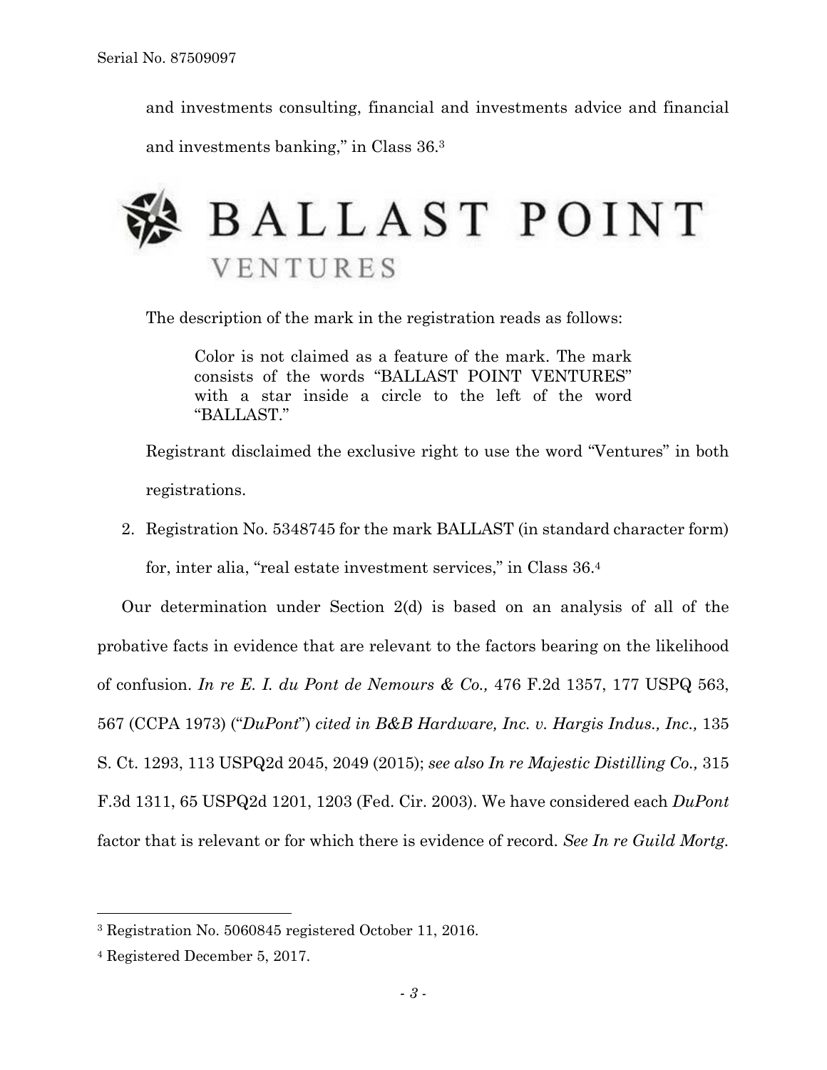and investments consulting, financial and investments advice and financial and investments banking," in Class 36.[3]

BALLAST POINT
VENTURES

The description of the mark in the registration reads as follows:

> Color is not claimed as a feature of the mark. The mark consists of the words "BALLAST POINT VENTURES" with a star inside a circle to the left of the word "BALLAST."

Registrant disclaimed the exclusive right to use the word "Ventures" in both registrations.

2. Registration No. 5348745 for the mark BALLAST (in standard character form) for, inter alia, "real estate investment services," in Class 36.[4]

Our determination under Section 2(d) is based on an analysis of all of the probative facts in evidence that are relevant to the factors bearing on the likelihood of confusion. *In re E. I. du Pont de Nemours & Co.,* 476 F.2d 1357, 177 USPQ 563, 567 (CCPA 1973) ("*DuPont*") *cited in B&B Hardware, Inc. v. Hargis Indus., Inc.,* 135 S. Ct. 1293, 113 USPQ2d 2045, 2049 (2015); *see also In re Majestic Distilling Co.,* 315 F.3d 1311, 65 USPQ2d 1201, 1203 (Fed. Cir. 2003). We have considered each *DuPont* factor that is relevant or for which there is evidence of record. *See In re Guild Mortg.*

---

[3] Registration No. 5060845 registered October 11, 2016.

[4] Registered December 5, 2017.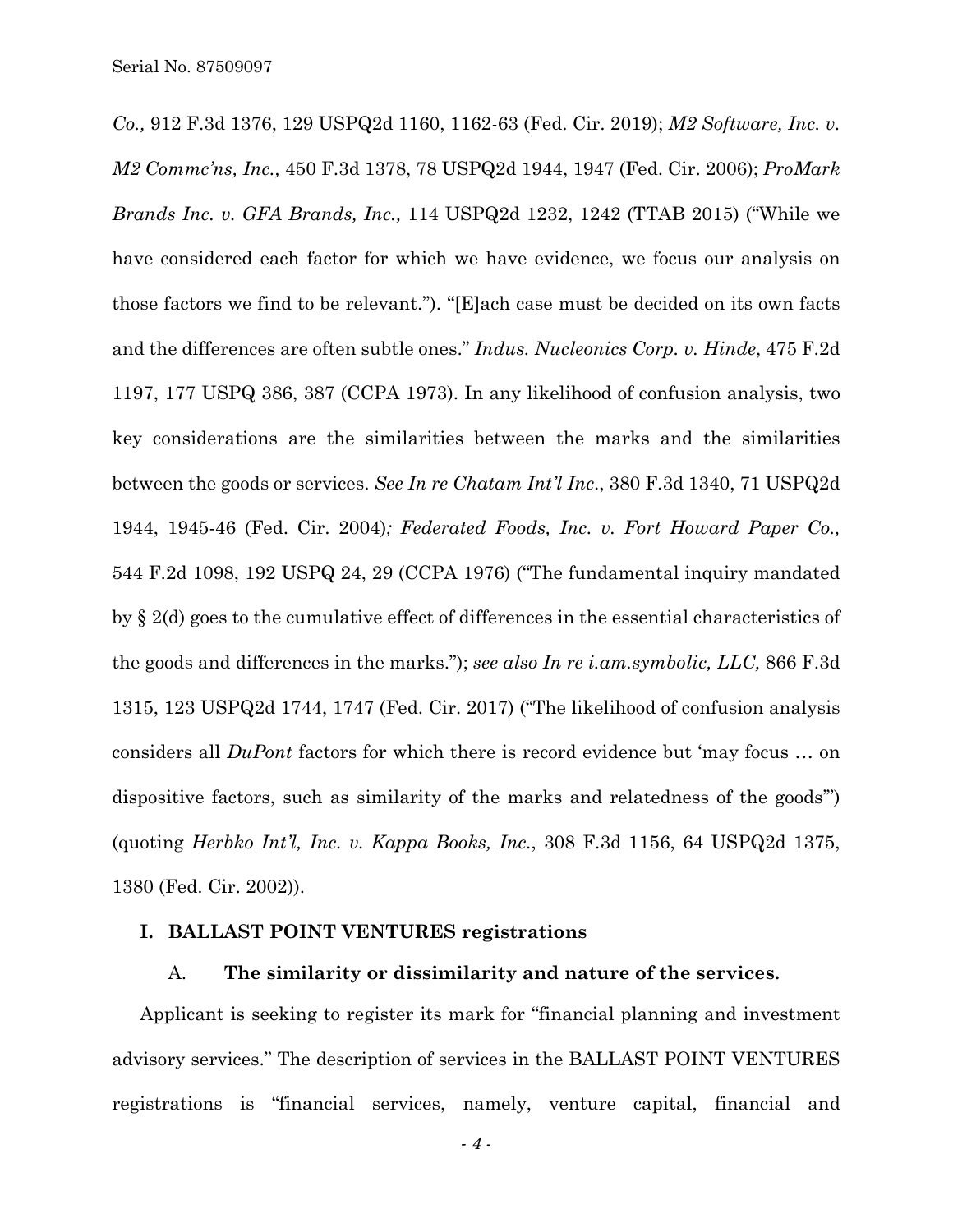*Co.,* 912 F.3d 1376, 129 USPQ2d 1160, 1162-63 (Fed. Cir. 2019); *M2 Software, Inc. v. M2 Commc'ns, Inc.,* 450 F.3d 1378, 78 USPQ2d 1944, 1947 (Fed. Cir. 2006); *ProMark Brands Inc. v. GFA Brands, Inc.,* 114 USPQ2d 1232, 1242 (TTAB 2015) ("While we have considered each factor for which we have evidence, we focus our analysis on those factors we find to be relevant."). "[E]ach case must be decided on its own facts and the differences are often subtle ones." *Indus. Nucleonics Corp. v. Hinde*, 475 F.2d 1197, 177 USPQ 386, 387 (CCPA 1973). In any likelihood of confusion analysis, two key considerations are the similarities between the marks and the similarities between the goods or services. *See In re Chatam Int'l Inc*., 380 F.3d 1340, 71 USPQ2d 1944, 1945-46 (Fed. Cir. 2004)*; Federated Foods, Inc. v. Fort Howard Paper Co.,* 544 F.2d 1098, 192 USPQ 24, 29 (CCPA 1976) ("The fundamental inquiry mandated by § 2(d) goes to the cumulative effect of differences in the essential characteristics of the goods and differences in the marks."); *see also In re i.am.symbolic, LLC,* 866 F.3d 1315, 123 USPQ2d 1744, 1747 (Fed. Cir. 2017) ("The likelihood of confusion analysis considers all *DuPont* factors for which there is record evidence but 'may focus … on dispositive factors, such as similarity of the marks and relatedness of the goods'") (quoting *Herbko Int'l, Inc. v. Kappa Books, Inc.*, 308 F.3d 1156, 64 USPQ2d 1375, 1380 (Fed. Cir. 2002)).

## I. BALLAST POINT VENTURES registrations

### A. The similarity or dissimilarity and nature of the services.

Applicant is seeking to register its mark for "financial planning and investment advisory services." The description of services in the BALLAST POINT VENTURES registrations is "financial services, namely, venture capital, financial and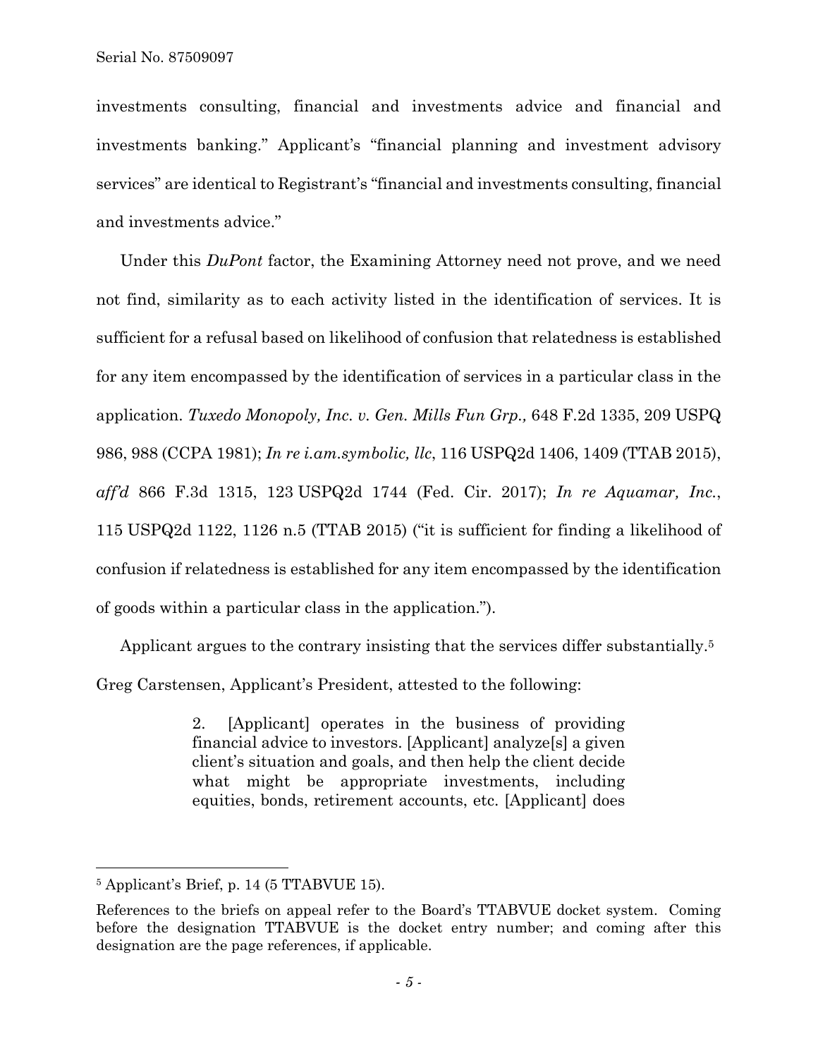investments consulting, financial and investments advice and financial and investments banking." Applicant's "financial planning and investment advisory services" are identical to Registrant's "financial and investments consulting, financial and investments advice."

Under this *DuPont* factor, the Examining Attorney need not prove, and we need not find, similarity as to each activity listed in the identification of services. It is sufficient for a refusal based on likelihood of confusion that relatedness is established for any item encompassed by the identification of services in a particular class in the application. *Tuxedo Monopoly, Inc. v. Gen. Mills Fun Grp.,* 648 F.2d 1335, 209 USPQ 986, 988 (CCPA 1981); *In re i.am.symbolic, llc*, 116 USPQ2d 1406, 1409 (TTAB 2015), *aff'd* 866 F.3d 1315, 123 USPQ2d 1744 (Fed. Cir. 2017); *In re Aquamar, Inc.*, 115 USPQ2d 1122, 1126 n.5 (TTAB 2015) ("it is sufficient for finding a likelihood of confusion if relatedness is established for any item encompassed by the identification of goods within a particular class in the application.").

Applicant argues to the contrary insisting that the services differ substantially.[5] Greg Carstensen, Applicant's President, attested to the following:

> 2. [Applicant] operates in the business of providing financial advice to investors. [Applicant] analyze[s] a given client's situation and goals, and then help the client decide what might be appropriate investments, including equities, bonds, retirement accounts, etc. [Applicant] does

---

[5] Applicant's Brief, p. 14 (5 TTABVUE 15).

References to the briefs on appeal refer to the Board's TTABVUE docket system. Coming before the designation TTABVUE is the docket entry number; and coming after this designation are the page references, if applicable.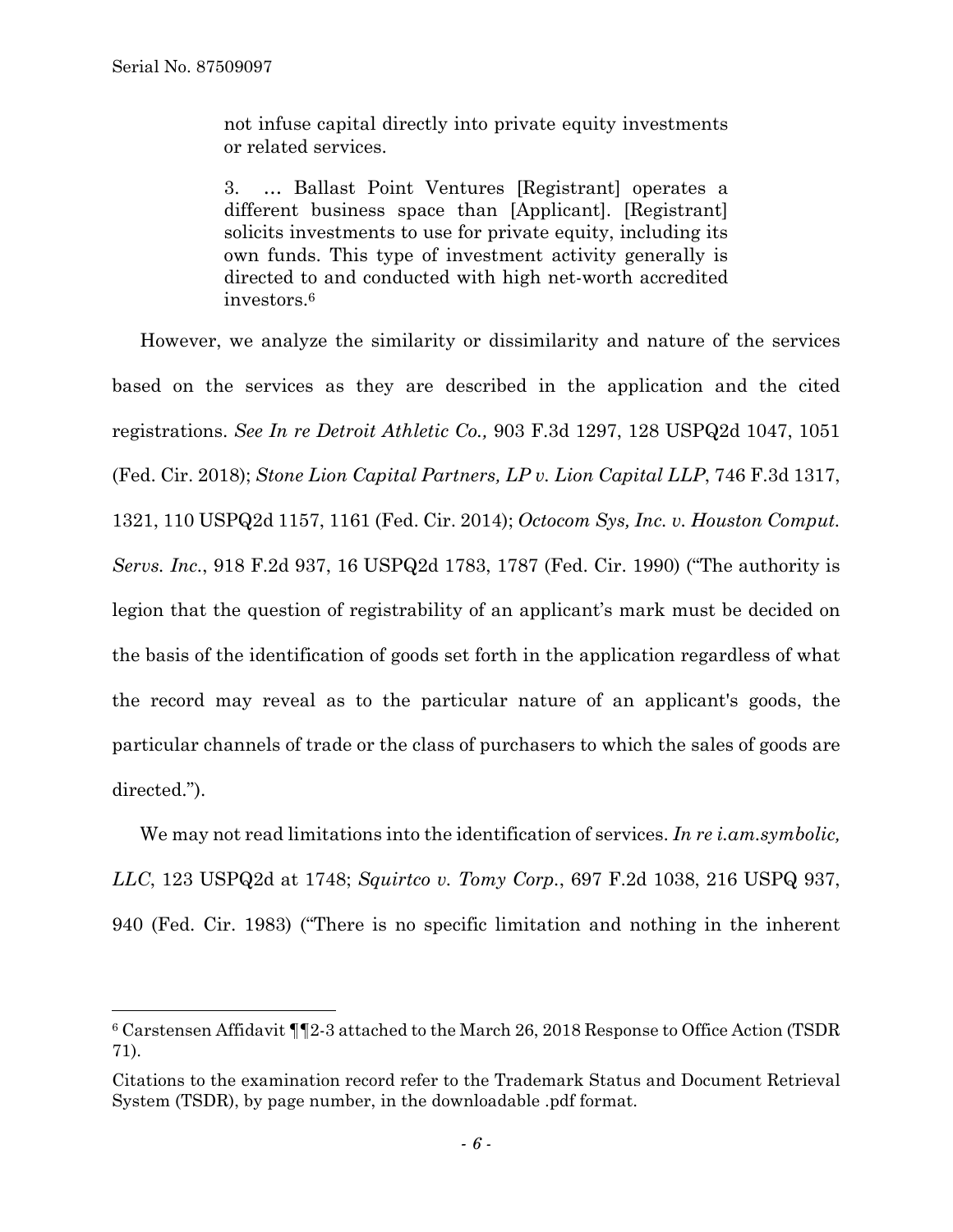> not infuse capital directly into private equity investments or related services.
>
> 3. … Ballast Point Ventures [Registrant] operates a different business space than [Applicant]. [Registrant] solicits investments to use for private equity, including its own funds. This type of investment activity generally is directed to and conducted with high net-worth accredited investors.[6]

However, we analyze the similarity or dissimilarity and nature of the services based on the services as they are described in the application and the cited registrations. *See In re Detroit Athletic Co.,* 903 F.3d 1297, 128 USPQ2d 1047, 1051 (Fed. Cir. 2018); *Stone Lion Capital Partners, LP v. Lion Capital LLP*, 746 F.3d 1317, 1321, 110 USPQ2d 1157, 1161 (Fed. Cir. 2014); *Octocom Sys, Inc. v. Houston Comput. Servs. Inc.*, 918 F.2d 937, 16 USPQ2d 1783, 1787 (Fed. Cir. 1990) ("The authority is legion that the question of registrability of an applicant's mark must be decided on the basis of the identification of goods set forth in the application regardless of what the record may reveal as to the particular nature of an applicant's goods, the particular channels of trade or the class of purchasers to which the sales of goods are directed.").

We may not read limitations into the identification of services. *In re i.am.symbolic, LLC*, 123 USPQ2d at 1748; *Squirtco v. Tomy Corp.*, 697 F.2d 1038, 216 USPQ 937, 940 (Fed. Cir. 1983) ("There is no specific limitation and nothing in the inherent

---

[6] Carstensen Affidavit ¶¶2-3 attached to the March 26, 2018 Response to Office Action (TSDR 71).

Citations to the examination record refer to the Trademark Status and Document Retrieval System (TSDR), by page number, in the downloadable .pdf format.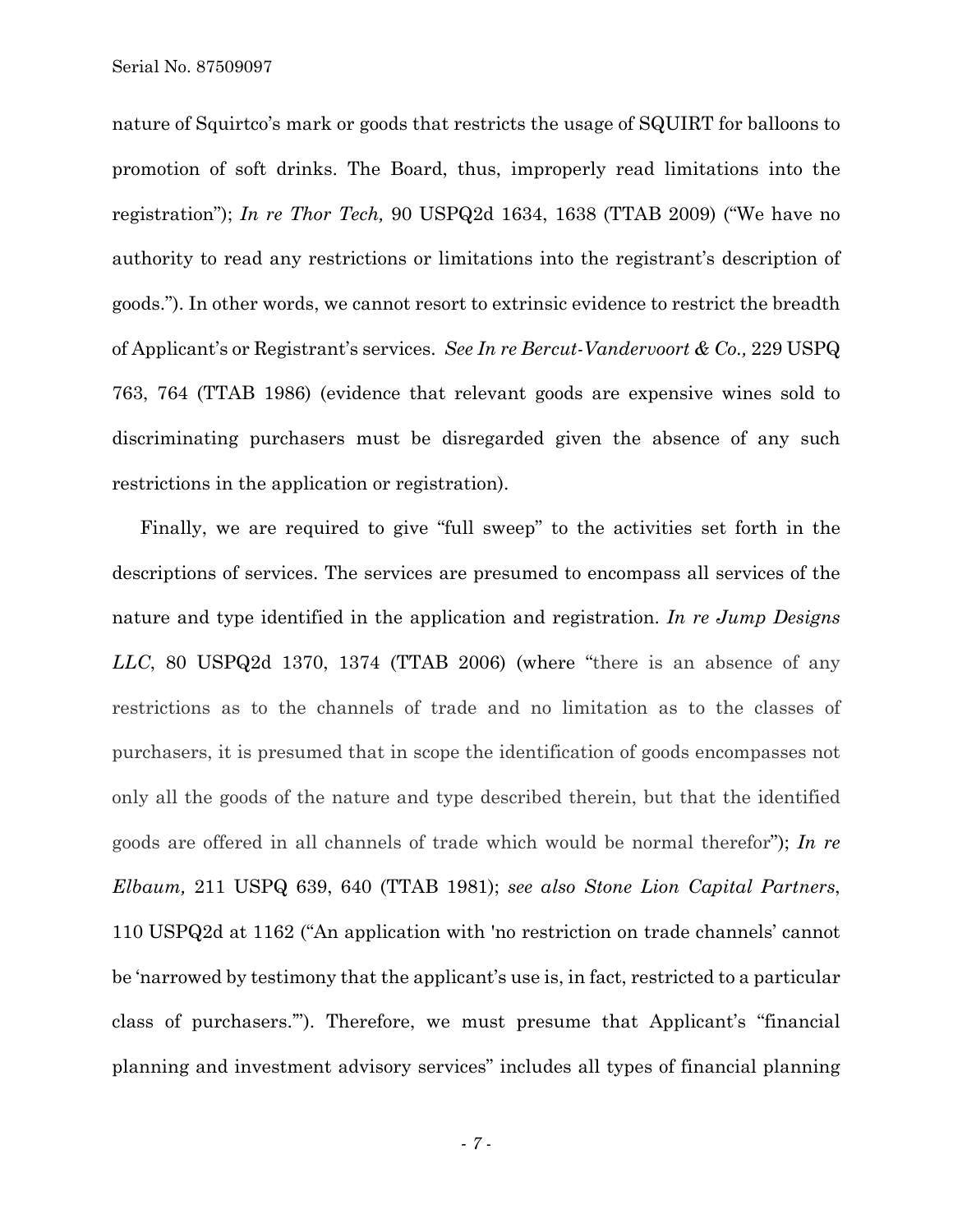nature of Squirtco's mark or goods that restricts the usage of SQUIRT for balloons to promotion of soft drinks. The Board, thus, improperly read limitations into the registration"); *In re Thor Tech,* 90 USPQ2d 1634, 1638 (TTAB 2009) ("We have no authority to read any restrictions or limitations into the registrant's description of goods."). In other words, we cannot resort to extrinsic evidence to restrict the breadth of Applicant's or Registrant's services. *See In re Bercut-Vandervoort & Co.,* 229 USPQ 763, 764 (TTAB 1986) (evidence that relevant goods are expensive wines sold to discriminating purchasers must be disregarded given the absence of any such restrictions in the application or registration).

Finally, we are required to give "full sweep" to the activities set forth in the descriptions of services. The services are presumed to encompass all services of the nature and type identified in the application and registration. *In re Jump Designs LLC*, 80 USPQ2d 1370, 1374 (TTAB 2006) (where "there is an absence of any restrictions as to the channels of trade and no limitation as to the classes of purchasers, it is presumed that in scope the identification of goods encompasses not only all the goods of the nature and type described therein, but that the identified goods are offered in all channels of trade which would be normal therefor"); *In re Elbaum,* 211 USPQ 639, 640 (TTAB 1981); *see also Stone Lion Capital Partners*, 110 USPQ2d at 1162 ("An application with 'no restriction on trade channels' cannot be 'narrowed by testimony that the applicant's use is, in fact, restricted to a particular class of purchasers.'"). Therefore, we must presume that Applicant's "financial planning and investment advisory services" includes all types of financial planning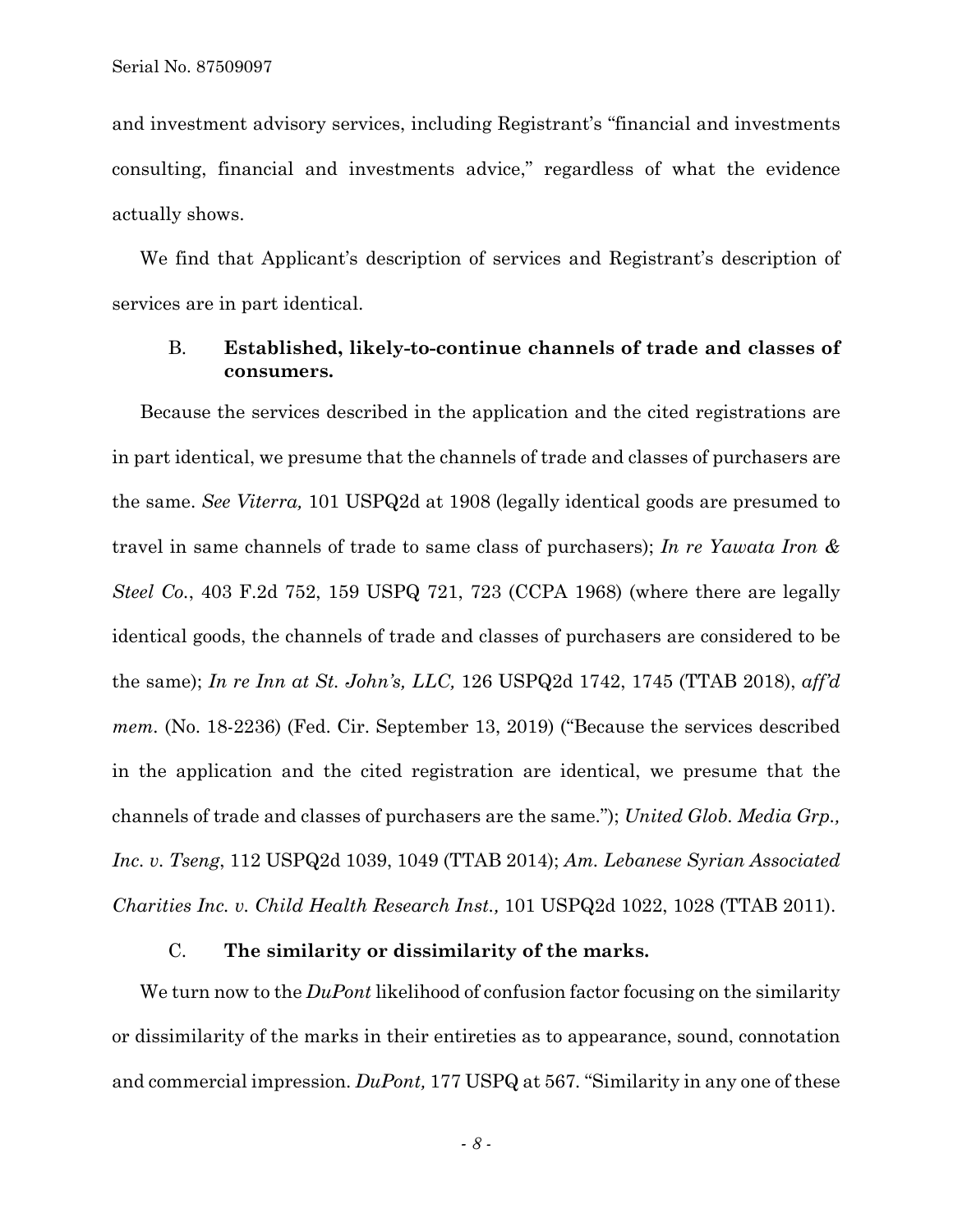and investment advisory services, including Registrant's "financial and investments consulting, financial and investments advice," regardless of what the evidence actually shows.

We find that Applicant's description of services and Registrant's description of services are in part identical.

### B. **Established, likely-to-continue channels of trade and classes of consumers.**

Because the services described in the application and the cited registrations are in part identical, we presume that the channels of trade and classes of purchasers are the same. *See Viterra,* 101 USPQ2d at 1908 (legally identical goods are presumed to travel in same channels of trade to same class of purchasers); *In re Yawata Iron & Steel Co.*, 403 F.2d 752, 159 USPQ 721, 723 (CCPA 1968) (where there are legally identical goods, the channels of trade and classes of purchasers are considered to be the same); *In re Inn at St. John's, LLC,* 126 USPQ2d 1742, 1745 (TTAB 2018), *aff'd mem*. (No. 18-2236) (Fed. Cir. September 13, 2019) ("Because the services described in the application and the cited registration are identical, we presume that the channels of trade and classes of purchasers are the same."); *United Glob. Media Grp., Inc. v. Tseng*, 112 USPQ2d 1039, 1049 (TTAB 2014); *Am. Lebanese Syrian Associated Charities Inc. v. Child Health Research Inst.,* 101 USPQ2d 1022, 1028 (TTAB 2011).

### C. **The similarity or dissimilarity of the marks.**

We turn now to the *DuPont* likelihood of confusion factor focusing on the similarity or dissimilarity of the marks in their entireties as to appearance, sound, connotation and commercial impression. *DuPont,* 177 USPQ at 567. "Similarity in any one of these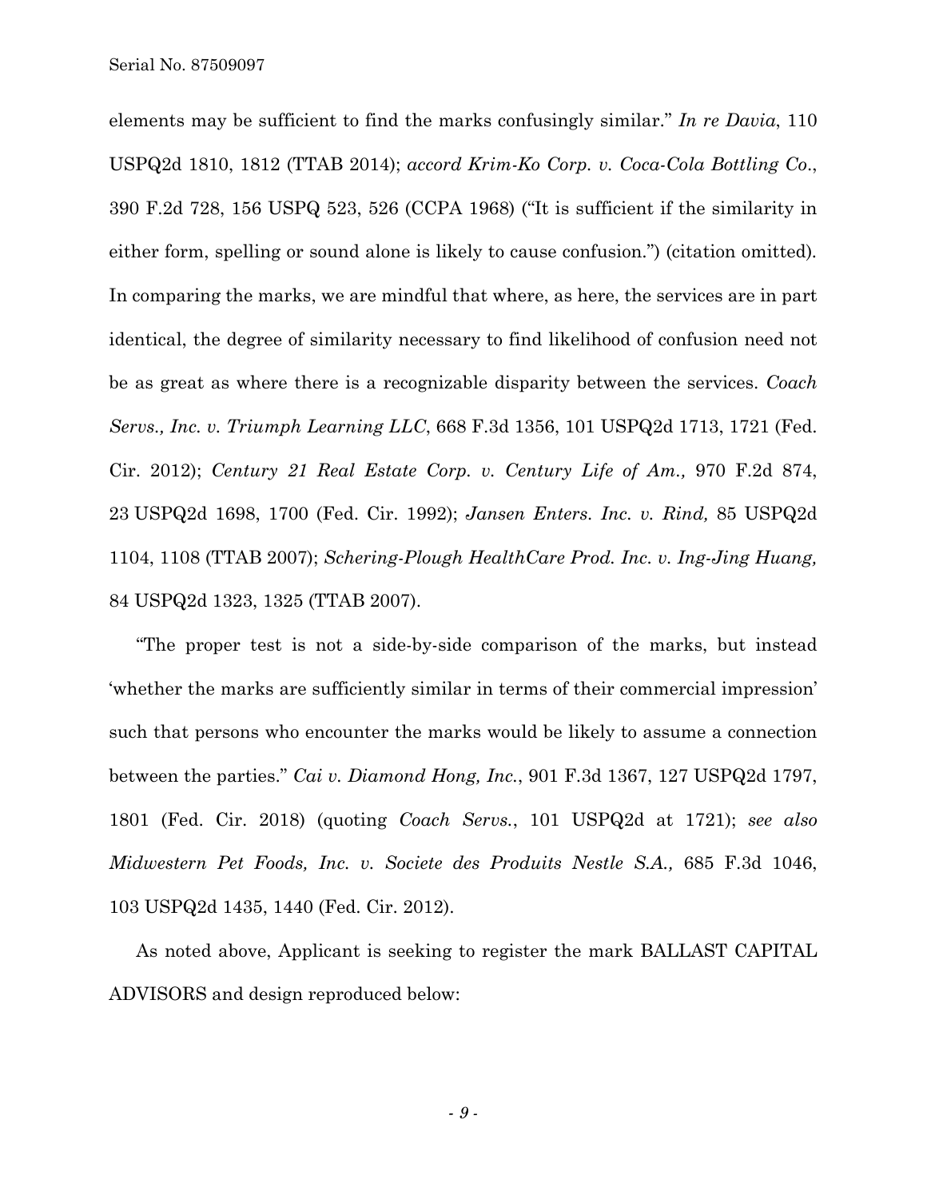elements may be sufficient to find the marks confusingly similar." *In re Davia*, 110 USPQ2d 1810, 1812 (TTAB 2014); *accord Krim-Ko Corp. v. Coca-Cola Bottling Co*., 390 F.2d 728, 156 USPQ 523, 526 (CCPA 1968) ("It is sufficient if the similarity in either form, spelling or sound alone is likely to cause confusion.") (citation omitted). In comparing the marks, we are mindful that where, as here, the services are in part identical, the degree of similarity necessary to find likelihood of confusion need not be as great as where there is a recognizable disparity between the services. *Coach Servs., Inc. v. Triumph Learning LLC*, 668 F.3d 1356, 101 USPQ2d 1713, 1721 (Fed. Cir. 2012); *Century 21 Real Estate Corp. v. Century Life of Am.,* 970 F.2d 874, 23 USPQ2d 1698, 1700 (Fed. Cir. 1992); *Jansen Enters. Inc. v. Rind,* 85 USPQ2d 1104, 1108 (TTAB 2007); *Schering-Plough HealthCare Prod. Inc. v. Ing-Jing Huang,* 84 USPQ2d 1323, 1325 (TTAB 2007).

"The proper test is not a side-by-side comparison of the marks, but instead 'whether the marks are sufficiently similar in terms of their commercial impression' such that persons who encounter the marks would be likely to assume a connection between the parties." *Cai v. Diamond Hong, Inc.*, 901 F.3d 1367, 127 USPQ2d 1797, 1801 (Fed. Cir. 2018) (quoting *Coach Servs.*, 101 USPQ2d at 1721); *see also Midwestern Pet Foods, Inc. v. Societe des Produits Nestle S.A.,* 685 F.3d 1046, 103 USPQ2d 1435, 1440 (Fed. Cir. 2012).

As noted above, Applicant is seeking to register the mark BALLAST CAPITAL ADVISORS and design reproduced below: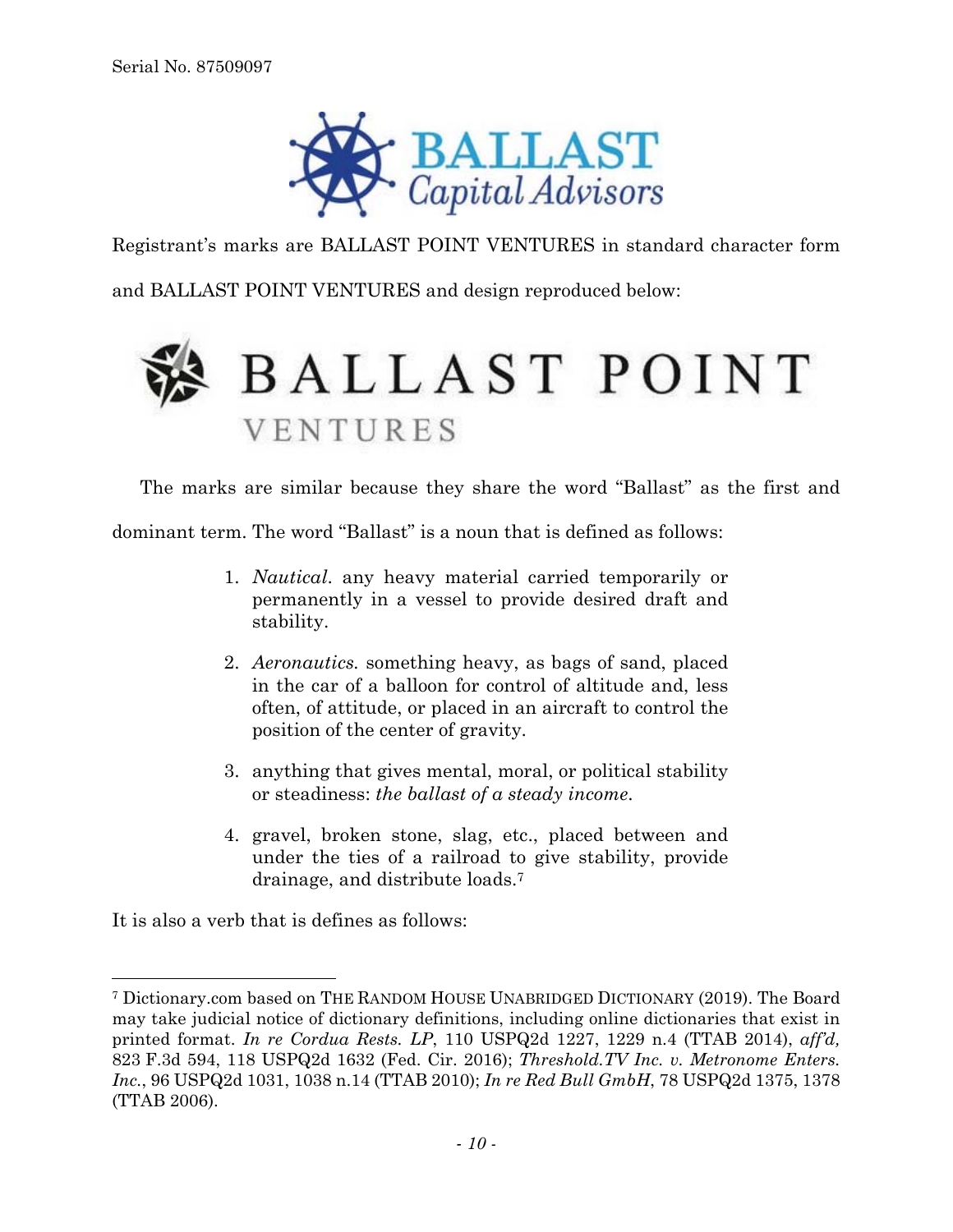Registrant's marks are BALLAST POINT VENTURES in standard character form and BALLAST POINT VENTURES and design reproduced below:

The marks are similar because they share the word "Ballast" as the first and dominant term. The word "Ballast" is a noun that is defined as follows:

> 1. *Nautical*. any heavy material carried temporarily or permanently in a vessel to provide desired draft and stability.
> 2. *Aeronautics.* something heavy, as bags of sand, placed in the car of a balloon for control of altitude and, less often, of attitude, or placed in an aircraft to control the position of the center of gravity.
> 3. anything that gives mental, moral, or political stability or steadiness: *the ballast of a steady income*.
> 4. gravel, broken stone, slag, etc., placed between and under the ties of a railroad to give stability, provide drainage, and distribute loads.[7]

It is also a verb that is defines as follows:

---

[7] Dictionary.com based on THE RANDOM HOUSE UNABRIDGED DICTIONARY (2019). The Board may take judicial notice of dictionary definitions, including online dictionaries that exist in printed format. *In re Cordua Rests. LP*, 110 USPQ2d 1227, 1229 n.4 (TTAB 2014), *aff'd,* 823 F.3d 594, 118 USPQ2d 1632 (Fed. Cir. 2016); *Threshold.TV Inc. v. Metronome Enters. Inc.*, 96 USPQ2d 1031, 1038 n.14 (TTAB 2010); *In re Red Bull GmbH*, 78 USPQ2d 1375, 1378 (TTAB 2006).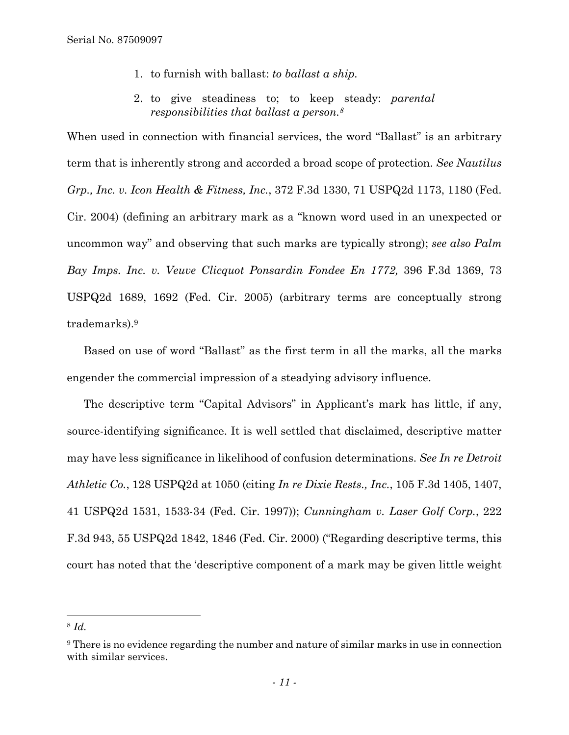1. to furnish with ballast: *to ballast a ship.*
2. to give steadiness to; to keep steady: *parental responsibilities that ballast a person.*[8]

When used in connection with financial services, the word "Ballast" is an arbitrary term that is inherently strong and accorded a broad scope of protection. *See Nautilus Grp., Inc. v. Icon Health & Fitness, Inc.*, 372 F.3d 1330, 71 USPQ2d 1173, 1180 (Fed. Cir. 2004) (defining an arbitrary mark as a "known word used in an unexpected or uncommon way" and observing that such marks are typically strong); *see also Palm Bay Imps. Inc. v. Veuve Clicquot Ponsardin Fondee En 1772,* 396 F.3d 1369, 73 USPQ2d 1689, 1692 (Fed. Cir. 2005) (arbitrary terms are conceptually strong trademarks).[9]

Based on use of word "Ballast" as the first term in all the marks, all the marks engender the commercial impression of a steadying advisory influence.

The descriptive term "Capital Advisors" in Applicant's mark has little, if any, source-identifying significance. It is well settled that disclaimed, descriptive matter may have less significance in likelihood of confusion determinations. *See In re Detroit Athletic Co.*, 128 USPQ2d at 1050 (citing *In re Dixie Rests., Inc.*, 105 F.3d 1405, 1407, 41 USPQ2d 1531, 1533-34 (Fed. Cir. 1997)); *Cunningham v. Laser Golf Corp.*, 222 F.3d 943, 55 USPQ2d 1842, 1846 (Fed. Cir. 2000) ("Regarding descriptive terms, this court has noted that the 'descriptive component of a mark may be given little weight

---

[8] *Id.*

[9] There is no evidence regarding the number and nature of similar marks in use in connection with similar services.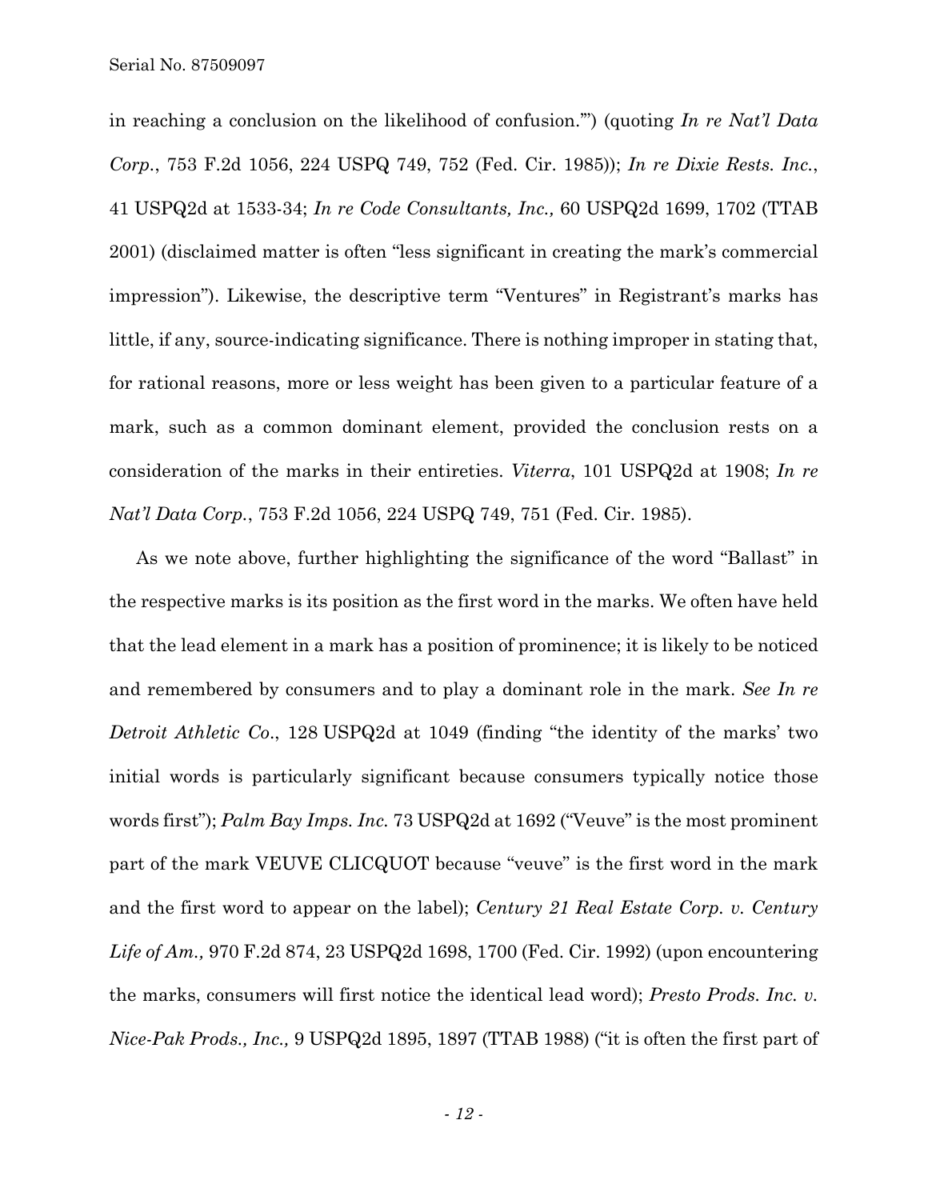in reaching a conclusion on the likelihood of confusion.'") (quoting *In re Nat'l Data Corp.*, 753 F.2d 1056, 224 USPQ 749, 752 (Fed. Cir. 1985)); *In re Dixie Rests. Inc.*, 41 USPQ2d at 1533-34; *In re Code Consultants, Inc.,* 60 USPQ2d 1699, 1702 (TTAB 2001) (disclaimed matter is often "less significant in creating the mark's commercial impression"). Likewise, the descriptive term "Ventures" in Registrant's marks has little, if any, source-indicating significance. There is nothing improper in stating that, for rational reasons, more or less weight has been given to a particular feature of a mark, such as a common dominant element, provided the conclusion rests on a consideration of the marks in their entireties. *Viterra*, 101 USPQ2d at 1908; *In re Nat'l Data Corp.*, 753 F.2d 1056, 224 USPQ 749, 751 (Fed. Cir. 1985).

As we note above, further highlighting the significance of the word "Ballast" in the respective marks is its position as the first word in the marks. We often have held that the lead element in a mark has a position of prominence; it is likely to be noticed and remembered by consumers and to play a dominant role in the mark. *See In re Detroit Athletic Co.*, 128 USPQ2d at 1049 (finding "the identity of the marks' two initial words is particularly significant because consumers typically notice those words first"); *Palm Bay Imps. Inc.* 73 USPQ2d at 1692 ("Veuve" is the most prominent part of the mark VEUVE CLICQUOT because "veuve" is the first word in the mark and the first word to appear on the label); *Century 21 Real Estate Corp. v. Century Life of Am.,* 970 F.2d 874, 23 USPQ2d 1698, 1700 (Fed. Cir. 1992) (upon encountering the marks, consumers will first notice the identical lead word); *Presto Prods. Inc. v. Nice-Pak Prods., Inc.,* 9 USPQ2d 1895, 1897 (TTAB 1988) ("it is often the first part of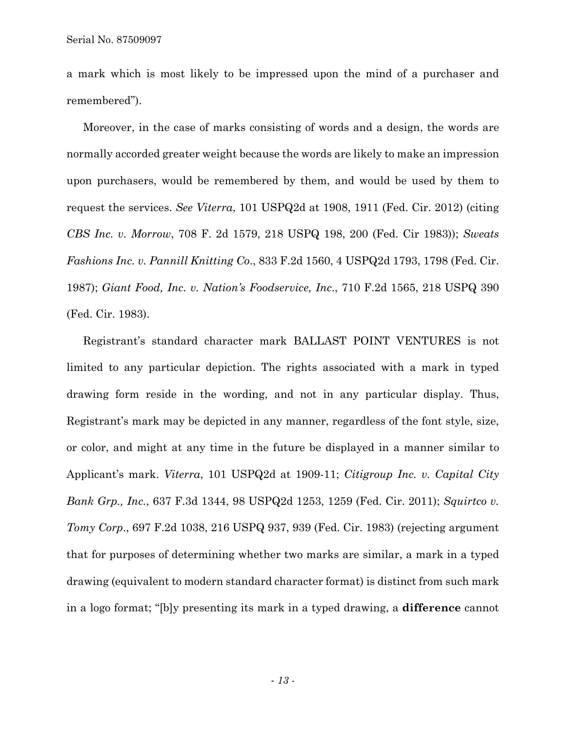a mark which is most likely to be impressed upon the mind of a purchaser and remembered").

Moreover, in the case of marks consisting of words and a design, the words are normally accorded greater weight because the words are likely to make an impression upon purchasers, would be remembered by them, and would be used by them to request the services. *See Viterra*, 101 USPQ2d at 1908, 1911 (Fed. Cir. 2012) (citing *CBS Inc. v. Morrow*, 708 F. 2d 1579, 218 USPQ 198, 200 (Fed. Cir 1983)); *Sweats Fashions Inc. v. Pannill Knitting Co*., 833 F.2d 1560, 4 USPQ2d 1793, 1798 (Fed. Cir. 1987); *Giant Food, Inc. v. Nation's Foodservice, Inc*., 710 F.2d 1565, 218 USPQ 390 (Fed. Cir. 1983).

Registrant's standard character mark BALLAST POINT VENTURES is not limited to any particular depiction. The rights associated with a mark in typed drawing form reside in the wording, and not in any particular display. Thus, Registrant's mark may be depicted in any manner, regardless of the font style, size, or color, and might at any time in the future be displayed in a manner similar to Applicant's mark. *Viterra*, 101 USPQ2d at 1909-11; *Citigroup Inc. v. Capital City Bank Grp., Inc.*, 637 F.3d 1344, 98 USPQ2d 1253, 1259 (Fed. Cir. 2011); *Squirtco v. Tomy Corp*., 697 F.2d 1038, 216 USPQ 937, 939 (Fed. Cir. 1983) (rejecting argument that for purposes of determining whether two marks are similar, a mark in a typed drawing (equivalent to modern standard character format) is distinct from such mark in a logo format; "[b]y presenting its mark in a typed drawing, a **difference** cannot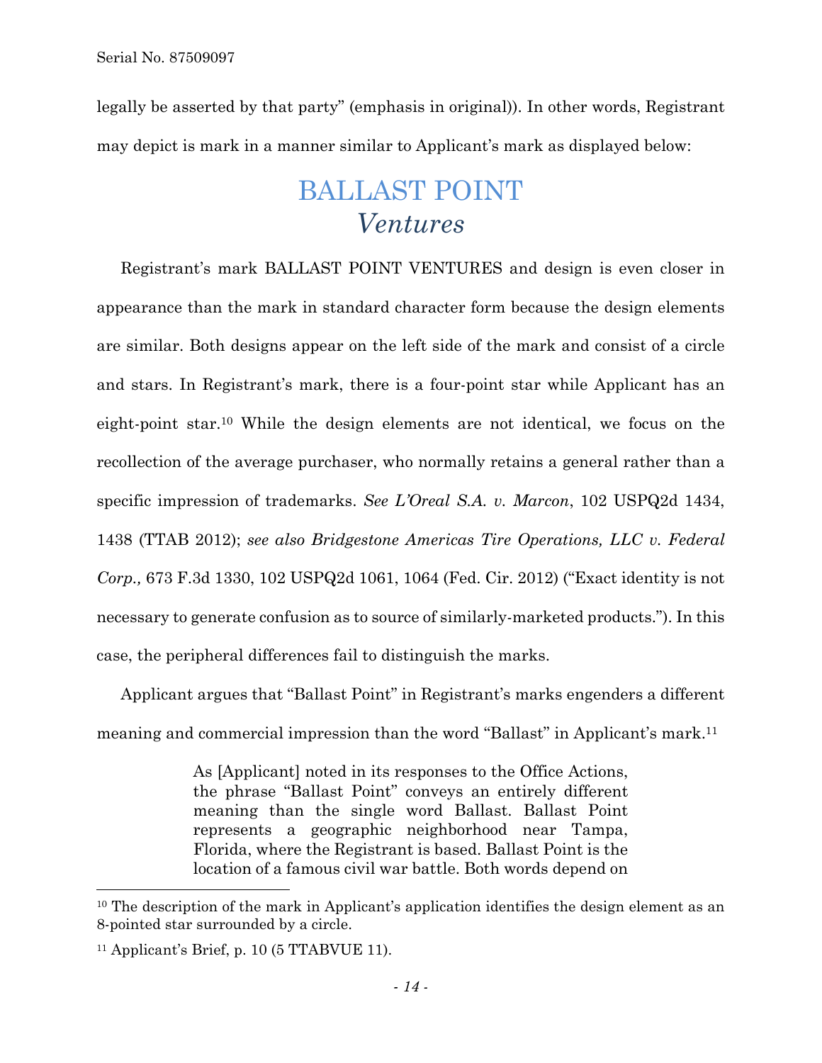legally be asserted by that party" (emphasis in original)). In other words, Registrant may depict is mark in a manner similar to Applicant's mark as displayed below:

BALLAST POINT
*Ventures*

Registrant's mark BALLAST POINT VENTURES and design is even closer in appearance than the mark in standard character form because the design elements are similar. Both designs appear on the left side of the mark and consist of a circle and stars. In Registrant's mark, there is a four-point star while Applicant has an eight-point star.[10] While the design elements are not identical, we focus on the recollection of the average purchaser, who normally retains a general rather than a specific impression of trademarks. *See L'Oreal S.A. v. Marcon*, 102 USPQ2d 1434, 1438 (TTAB 2012); *see also Bridgestone Americas Tire Operations, LLC v. Federal Corp.,* 673 F.3d 1330, 102 USPQ2d 1061, 1064 (Fed. Cir. 2012) ("Exact identity is not necessary to generate confusion as to source of similarly-marketed products."). In this case, the peripheral differences fail to distinguish the marks.

Applicant argues that "Ballast Point" in Registrant's marks engenders a different meaning and commercial impression than the word "Ballast" in Applicant's mark.[11]

> As [Applicant] noted in its responses to the Office Actions, the phrase "Ballast Point" conveys an entirely different meaning than the single word Ballast. Ballast Point represents a geographic neighborhood near Tampa, Florida, where the Registrant is based. Ballast Point is the location of a famous civil war battle. Both words depend on

---

[10] The description of the mark in Applicant's application identifies the design element as an 8-pointed star surrounded by a circle.

[11] Applicant's Brief, p. 10 (5 TTABVUE 11).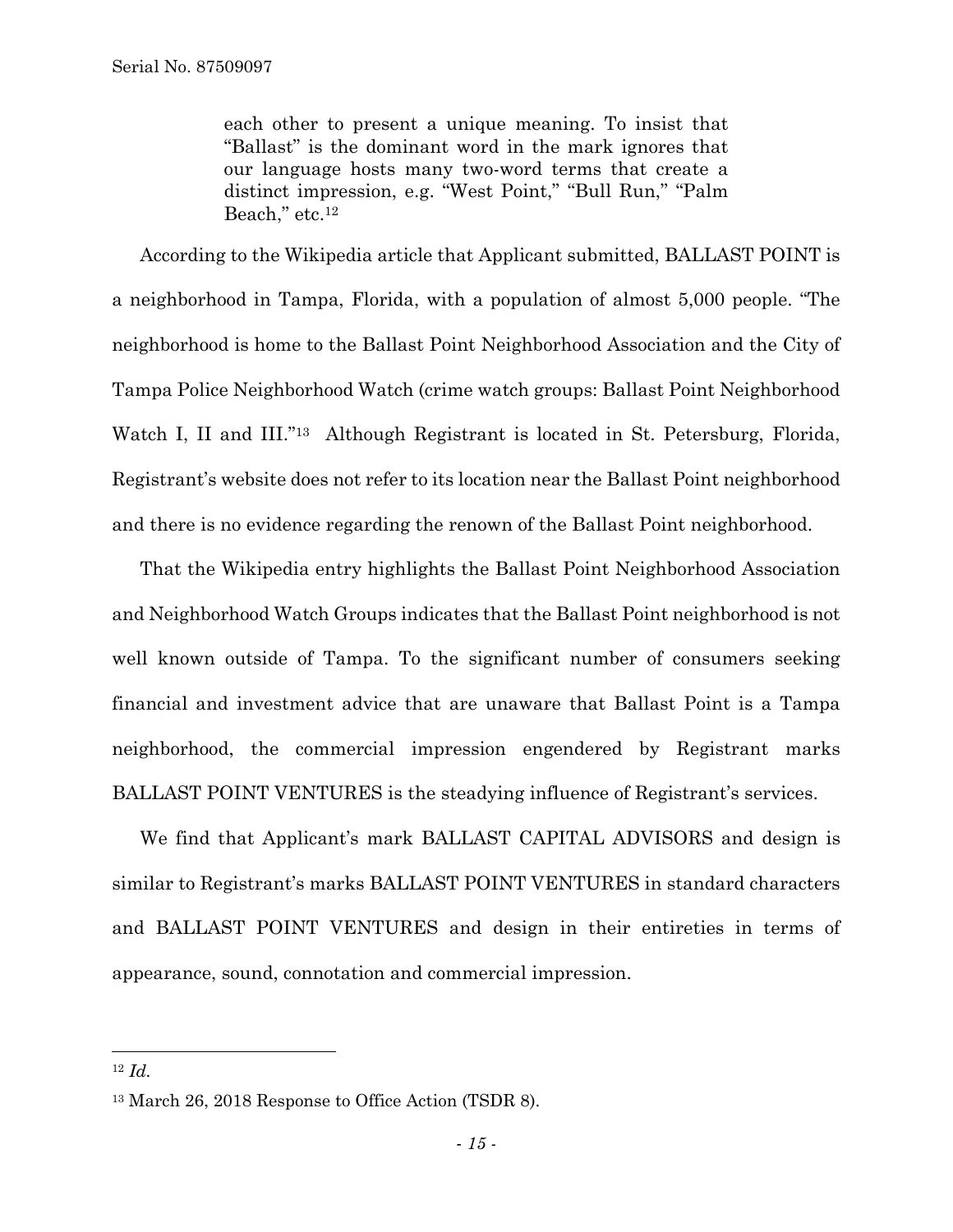> each other to present a unique meaning. To insist that "Ballast" is the dominant word in the mark ignores that our language hosts many two-word terms that create a distinct impression, e.g. "West Point," "Bull Run," "Palm Beach," etc.[12]

According to the Wikipedia article that Applicant submitted, BALLAST POINT is a neighborhood in Tampa, Florida, with a population of almost 5,000 people. "The neighborhood is home to the Ballast Point Neighborhood Association and the City of Tampa Police Neighborhood Watch (crime watch groups: Ballast Point Neighborhood Watch I, II and III."[13] Although Registrant is located in St. Petersburg, Florida, Registrant's website does not refer to its location near the Ballast Point neighborhood and there is no evidence regarding the renown of the Ballast Point neighborhood.

That the Wikipedia entry highlights the Ballast Point Neighborhood Association and Neighborhood Watch Groups indicates that the Ballast Point neighborhood is not well known outside of Tampa. To the significant number of consumers seeking financial and investment advice that are unaware that Ballast Point is a Tampa neighborhood, the commercial impression engendered by Registrant marks BALLAST POINT VENTURES is the steadying influence of Registrant's services.

We find that Applicant's mark BALLAST CAPITAL ADVISORS and design is similar to Registrant's marks BALLAST POINT VENTURES in standard characters and BALLAST POINT VENTURES and design in their entireties in terms of appearance, sound, connotation and commercial impression.

---

[12] *Id.*

[13] March 26, 2018 Response to Office Action (TSDR 8).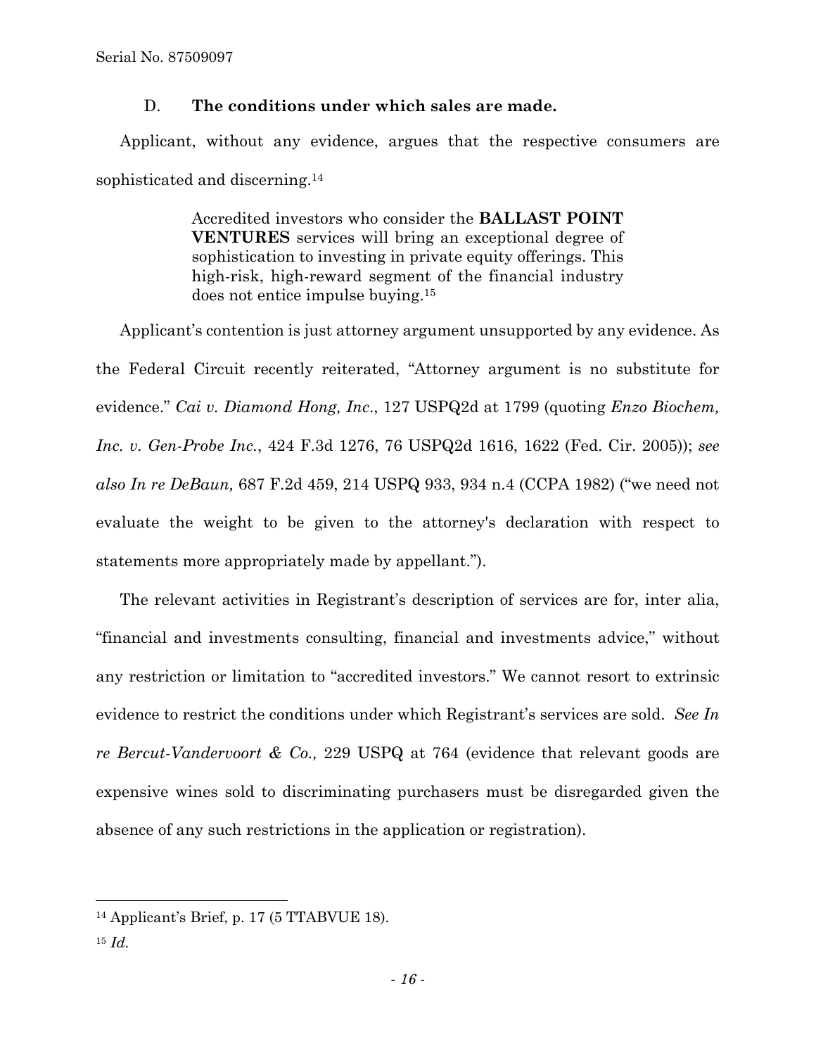### D. **The conditions under which sales are made.**

Applicant, without any evidence, argues that the respective consumers are sophisticated and discerning.[14]

> Accredited investors who consider the **BALLAST POINT VENTURES** services will bring an exceptional degree of sophistication to investing in private equity offerings. This high-risk, high-reward segment of the financial industry does not entice impulse buying.[15]

Applicant's contention is just attorney argument unsupported by any evidence. As the Federal Circuit recently reiterated, "Attorney argument is no substitute for evidence." *Cai v. Diamond Hong, Inc*., 127 USPQ2d at 1799 (quoting *Enzo Biochem, Inc. v. Gen-Probe Inc.*, 424 F.3d 1276, 76 USPQ2d 1616, 1622 (Fed. Cir. 2005)); *see also In re DeBaun,* 687 F.2d 459, 214 USPQ 933, 934 n.4 (CCPA 1982) ("we need not evaluate the weight to be given to the attorney's declaration with respect to statements more appropriately made by appellant.").

The relevant activities in Registrant's description of services are for, inter alia, "financial and investments consulting, financial and investments advice," without any restriction or limitation to "accredited investors." We cannot resort to extrinsic evidence to restrict the conditions under which Registrant's services are sold. *See In re Bercut-Vandervoort & Co.,* 229 USPQ at 764 (evidence that relevant goods are expensive wines sold to discriminating purchasers must be disregarded given the absence of any such restrictions in the application or registration).

---

[14] Applicant's Brief, p. 17 (5 TTABVUE 18).

[15] *Id.*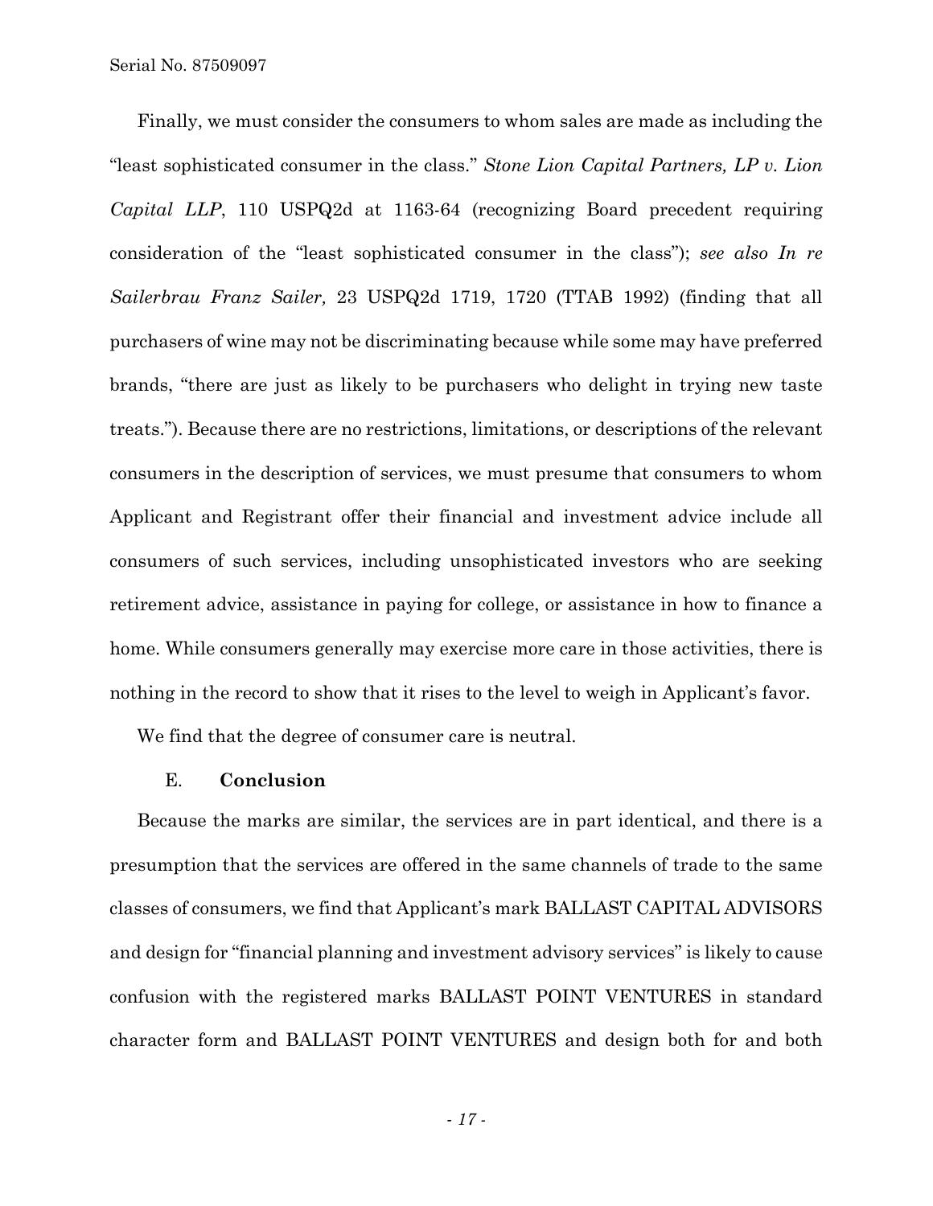Finally, we must consider the consumers to whom sales are made as including the "least sophisticated consumer in the class." *Stone Lion Capital Partners, LP v. Lion Capital LLP*, 110 USPQ2d at 1163-64 (recognizing Board precedent requiring consideration of the "least sophisticated consumer in the class"); *see also In re Sailerbrau Franz Sailer,* 23 USPQ2d 1719, 1720 (TTAB 1992) (finding that all purchasers of wine may not be discriminating because while some may have preferred brands, "there are just as likely to be purchasers who delight in trying new taste treats."). Because there are no restrictions, limitations, or descriptions of the relevant consumers in the description of services, we must presume that consumers to whom Applicant and Registrant offer their financial and investment advice include all consumers of such services, including unsophisticated investors who are seeking retirement advice, assistance in paying for college, or assistance in how to finance a home. While consumers generally may exercise more care in those activities, there is nothing in the record to show that it rises to the level to weigh in Applicant's favor.

We find that the degree of consumer care is neutral.

### E. **Conclusion**

Because the marks are similar, the services are in part identical, and there is a presumption that the services are offered in the same channels of trade to the same classes of consumers, we find that Applicant's mark BALLAST CAPITAL ADVISORS and design for "financial planning and investment advisory services" is likely to cause confusion with the registered marks BALLAST POINT VENTURES in standard character form and BALLAST POINT VENTURES and design both for and both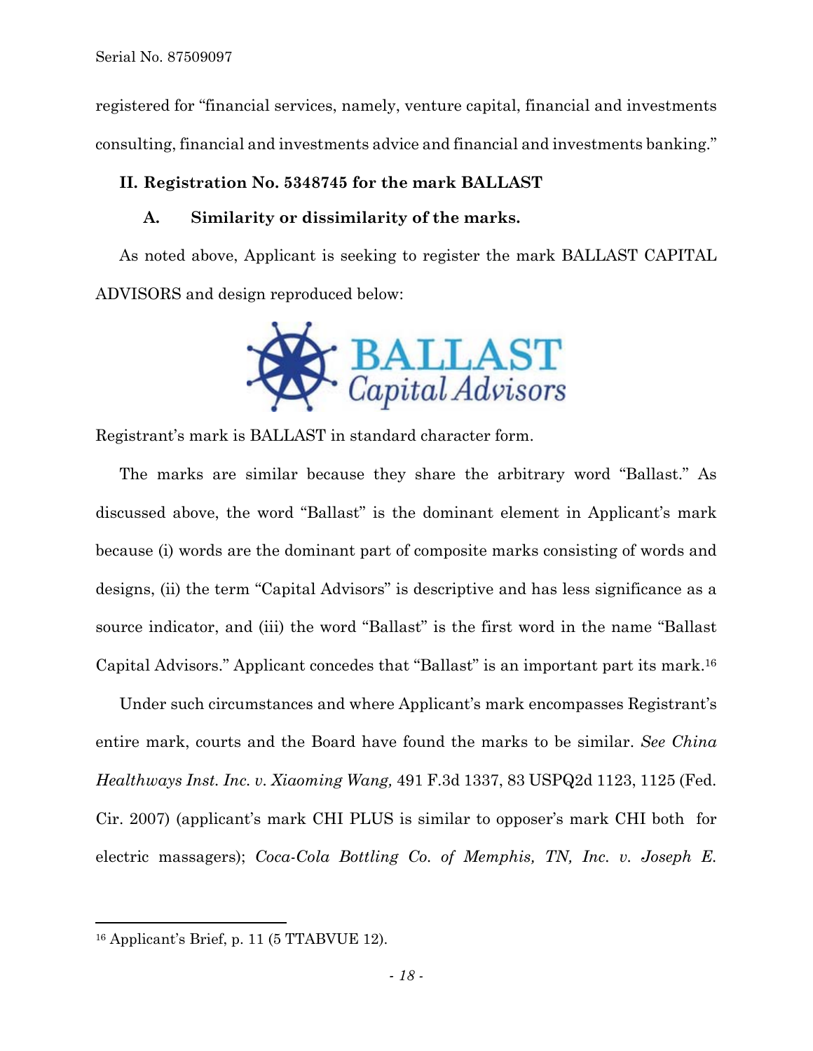registered for "financial services, namely, venture capital, financial and investments consulting, financial and investments advice and financial and investments banking."

**II. Registration No. 5348745 for the mark BALLAST**

**A. Similarity or dissimilarity of the marks.**

As noted above, Applicant is seeking to register the mark BALLAST CAPITAL ADVISORS and design reproduced below:

Registrant's mark is BALLAST in standard character form.

The marks are similar because they share the arbitrary word "Ballast." As discussed above, the word "Ballast" is the dominant element in Applicant's mark because (i) words are the dominant part of composite marks consisting of words and designs, (ii) the term "Capital Advisors" is descriptive and has less significance as a source indicator, and (iii) the word "Ballast" is the first word in the name "Ballast Capital Advisors." Applicant concedes that "Ballast" is an important part its mark.[16]

Under such circumstances and where Applicant's mark encompasses Registrant's entire mark, courts and the Board have found the marks to be similar. *See China Healthways Inst. Inc. v. Xiaoming Wang,* 491 F.3d 1337, 83 USPQ2d 1123, 1125 (Fed. Cir. 2007) (applicant's mark CHI PLUS is similar to opposer's mark CHI both for electric massagers); *Coca-Cola Bottling Co. of Memphis, TN, Inc. v. Joseph E.*

---

[16] Applicant's Brief, p. 11 (5 TTABVUE 12).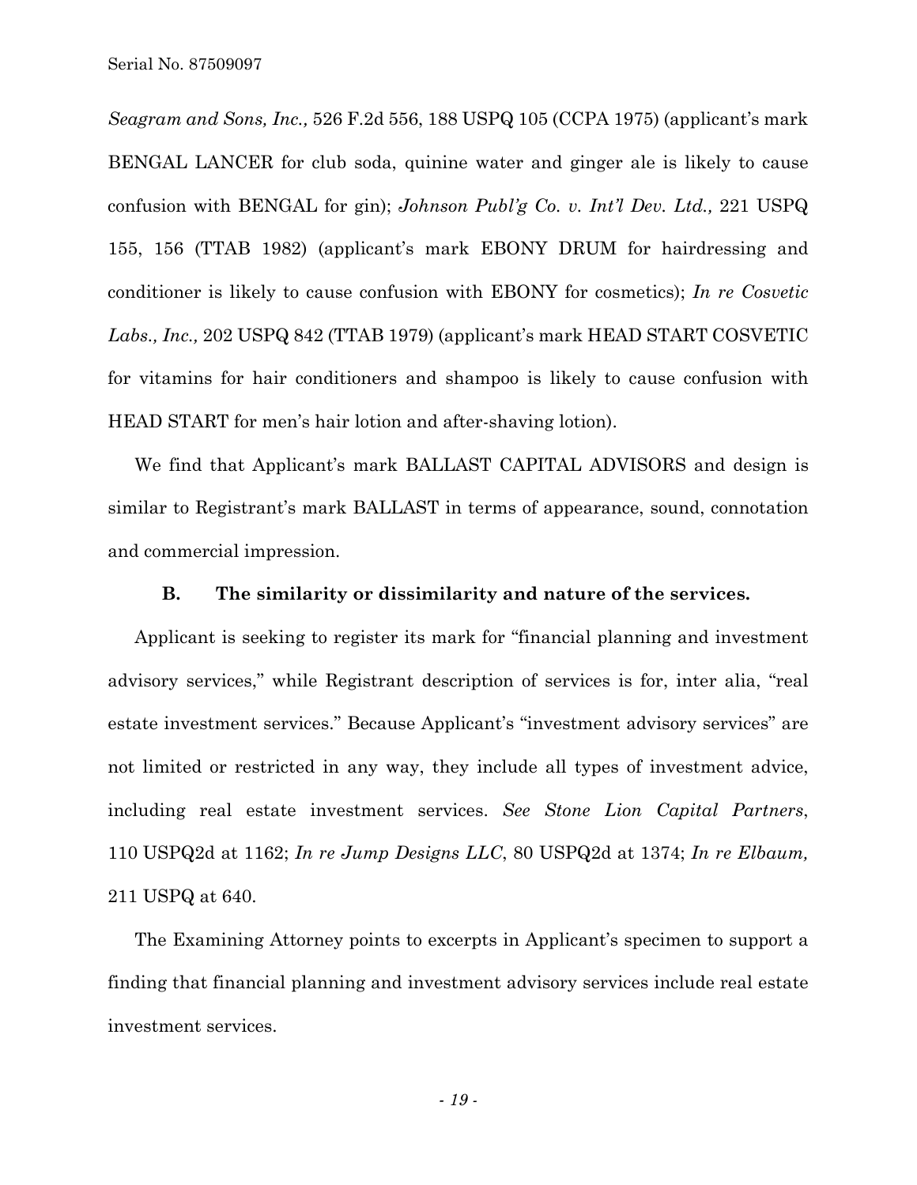*Seagram and Sons, Inc.,* 526 F.2d 556, 188 USPQ 105 (CCPA 1975) (applicant's mark BENGAL LANCER for club soda, quinine water and ginger ale is likely to cause confusion with BENGAL for gin); *Johnson Publ'g Co. v. Int'l Dev. Ltd.,* 221 USPQ 155, 156 (TTAB 1982) (applicant's mark EBONY DRUM for hairdressing and conditioner is likely to cause confusion with EBONY for cosmetics); *In re Cosvetic Labs., Inc.,* 202 USPQ 842 (TTAB 1979) (applicant's mark HEAD START COSVETIC for vitamins for hair conditioners and shampoo is likely to cause confusion with HEAD START for men's hair lotion and after-shaving lotion).

We find that Applicant's mark BALLAST CAPITAL ADVISORS and design is similar to Registrant's mark BALLAST in terms of appearance, sound, connotation and commercial impression.

### B. The similarity or dissimilarity and nature of the services.

Applicant is seeking to register its mark for "financial planning and investment advisory services," while Registrant description of services is for, inter alia, "real estate investment services." Because Applicant's "investment advisory services" are not limited or restricted in any way, they include all types of investment advice, including real estate investment services. *See Stone Lion Capital Partners*, 110 USPQ2d at 1162; *In re Jump Designs LLC*, 80 USPQ2d at 1374; *In re Elbaum,* 211 USPQ at 640.

The Examining Attorney points to excerpts in Applicant's specimen to support a finding that financial planning and investment advisory services include real estate investment services.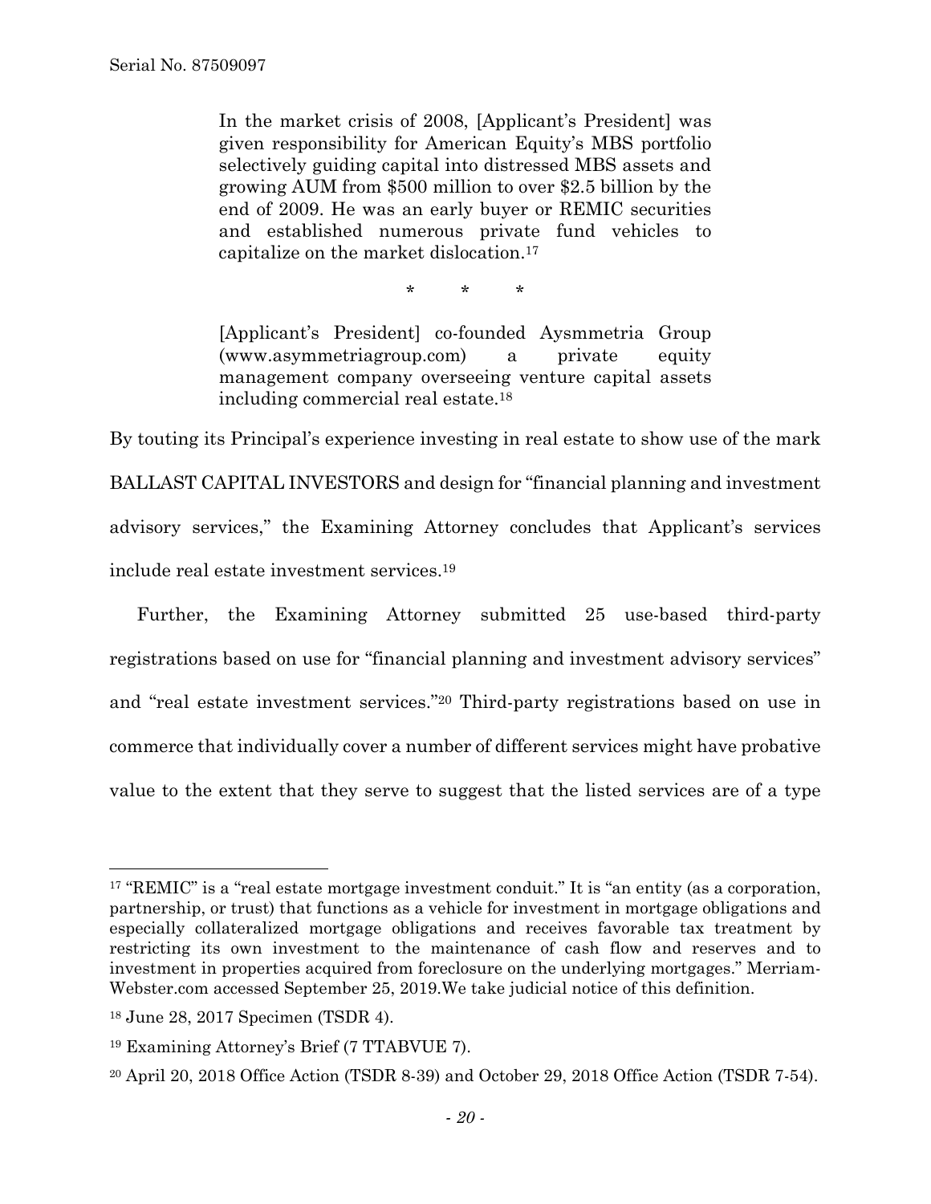> In the market crisis of 2008, [Applicant's President] was given responsibility for American Equity's MBS portfolio selectively guiding capital into distressed MBS assets and growing AUM from $500 million to over $2.5 billion by the end of 2009. He was an early buyer or REMIC securities and established numerous private fund vehicles to capitalize on the market dislocation.[17]
>
> \* \* \*
>
> [Applicant's President] co-founded Aysmmetria Group (www.asymmetriagroup.com) a private equity management company overseeing venture capital assets including commercial real estate.[18]

By touting its Principal's experience investing in real estate to show use of the mark BALLAST CAPITAL INVESTORS and design for "financial planning and investment advisory services," the Examining Attorney concludes that Applicant's services include real estate investment services.[19]

Further, the Examining Attorney submitted 25 use-based third-party registrations based on use for "financial planning and investment advisory services" and "real estate investment services."[20] Third-party registrations based on use in commerce that individually cover a number of different services might have probative value to the extent that they serve to suggest that the listed services are of a type

---

[17] "REMIC" is a "real estate mortgage investment conduit." It is "an entity (as a corporation, partnership, or trust) that functions as a vehicle for investment in mortgage obligations and especially collateralized mortgage obligations and receives favorable tax treatment by restricting its own investment to the maintenance of cash flow and reserves and to investment in properties acquired from foreclosure on the underlying mortgages." Merriam-Webster.com accessed September 25, 2019.We take judicial notice of this definition.

[18] June 28, 2017 Specimen (TSDR 4).

[19] Examining Attorney's Brief (7 TTABVUE 7).

[20] April 20, 2018 Office Action (TSDR 8-39) and October 29, 2018 Office Action (TSDR 7-54).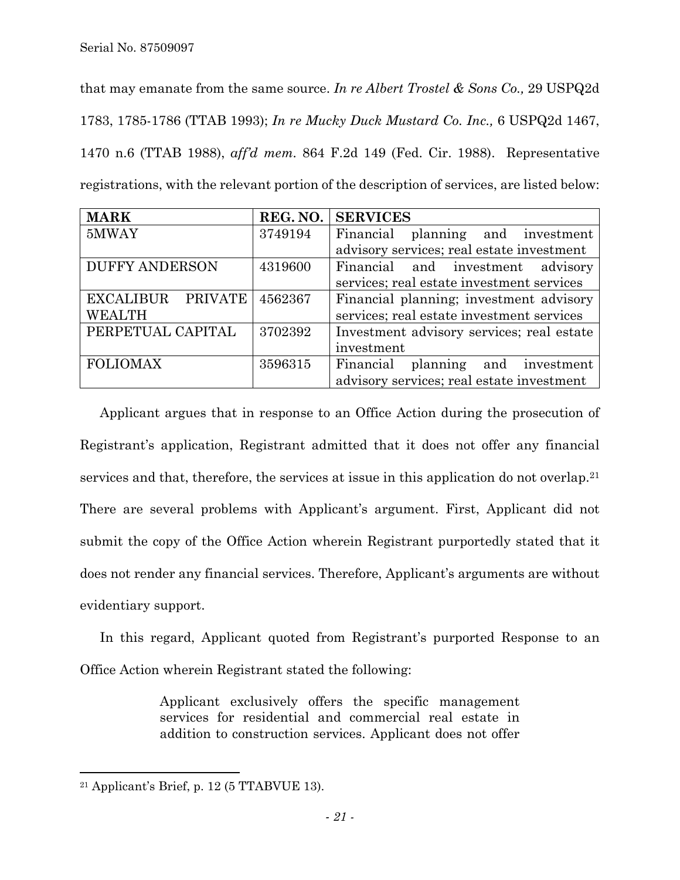that may emanate from the same source. *In re Albert Trostel & Sons Co.,* 29 USPQ2d 1783, 1785-1786 (TTAB 1993); *In re Mucky Duck Mustard Co. Inc.,* 6 USPQ2d 1467, 1470 n.6 (TTAB 1988), *aff'd mem.* 864 F.2d 149 (Fed. Cir. 1988). Representative registrations, with the relevant portion of the description of services, are listed below:

| **MARK** | **REG. NO.** | **SERVICES** |
|---|---|---|
| 5MWAY | 3749194 | Financial planning and investment advisory services; real estate investment |
| DUFFY ANDERSON | 4319600 | Financial and investment advisory services; real estate investment services |
| EXCALIBUR PRIVATE WEALTH | 4562367 | Financial planning; investment advisory services; real estate investment services |
| PERPETUAL CAPITAL | 3702392 | Investment advisory services; real estate investment |
| FOLIOMAX | 3596315 | Financial planning and investment advisory services; real estate investment |

Applicant argues that in response to an Office Action during the prosecution of Registrant's application, Registrant admitted that it does not offer any financial services and that, therefore, the services at issue in this application do not overlap.[21] There are several problems with Applicant's argument. First, Applicant did not submit the copy of the Office Action wherein Registrant purportedly stated that it does not render any financial services. Therefore, Applicant's arguments are without evidentiary support.

In this regard, Applicant quoted from Registrant's purported Response to an Office Action wherein Registrant stated the following:

> Applicant exclusively offers the specific management services for residential and commercial real estate in addition to construction services. Applicant does not offer

---

[21] Applicant's Brief, p. 12 (5 TTABVUE 13).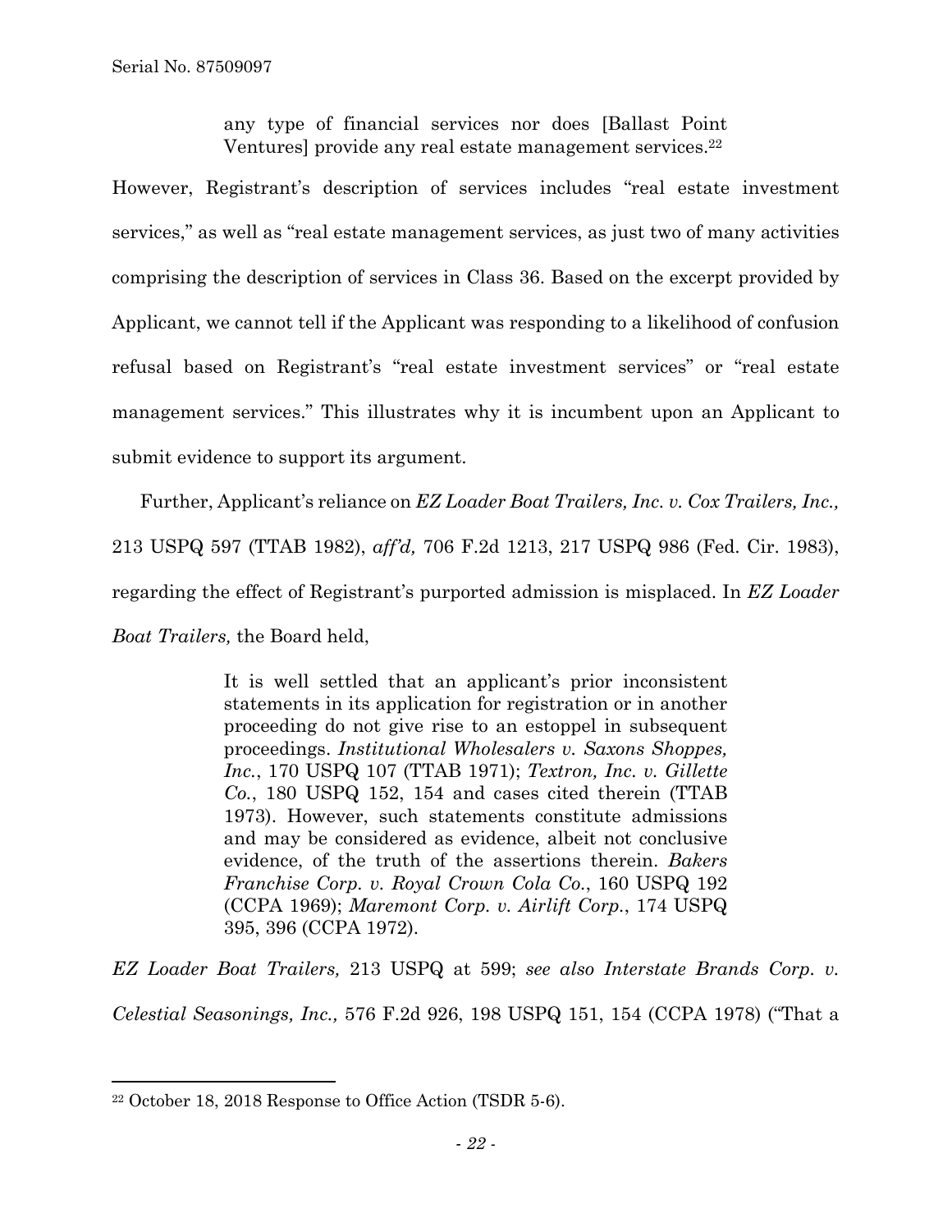> any type of financial services nor does [Ballast Point Ventures] provide any real estate management services.[22]

However, Registrant's description of services includes "real estate investment services," as well as "real estate management services, as just two of many activities comprising the description of services in Class 36. Based on the excerpt provided by Applicant, we cannot tell if the Applicant was responding to a likelihood of confusion refusal based on Registrant's "real estate investment services" or "real estate management services." This illustrates why it is incumbent upon an Applicant to submit evidence to support its argument.

Further, Applicant's reliance on *EZ Loader Boat Trailers, Inc. v. Cox Trailers, Inc.,* 213 USPQ 597 (TTAB 1982), *aff'd,* 706 F.2d 1213, 217 USPQ 986 (Fed. Cir. 1983), regarding the effect of Registrant's purported admission is misplaced. In *EZ Loader Boat Trailers,* the Board held,

> It is well settled that an applicant's prior inconsistent statements in its application for registration or in another proceeding do not give rise to an estoppel in subsequent proceedings. *Institutional Wholesalers v. Saxons Shoppes, Inc.*, 170 USPQ 107 (TTAB 1971); *Textron, Inc. v. Gillette Co.*, 180 USPQ 152, 154 and cases cited therein (TTAB 1973). However, such statements constitute admissions and may be considered as evidence, albeit not conclusive evidence, of the truth of the assertions therein. *Bakers Franchise Corp. v. Royal Crown Cola Co.*, 160 USPQ 192 (CCPA 1969); *Maremont Corp. v. Airlift Corp.*, 174 USPQ 395, 396 (CCPA 1972).

*EZ Loader Boat Trailers,* 213 USPQ at 599; *see also Interstate Brands Corp. v. Celestial Seasonings, Inc.,* 576 F.2d 926, 198 USPQ 151, 154 (CCPA 1978) ("That a

---

[22] October 18, 2018 Response to Office Action (TSDR 5-6).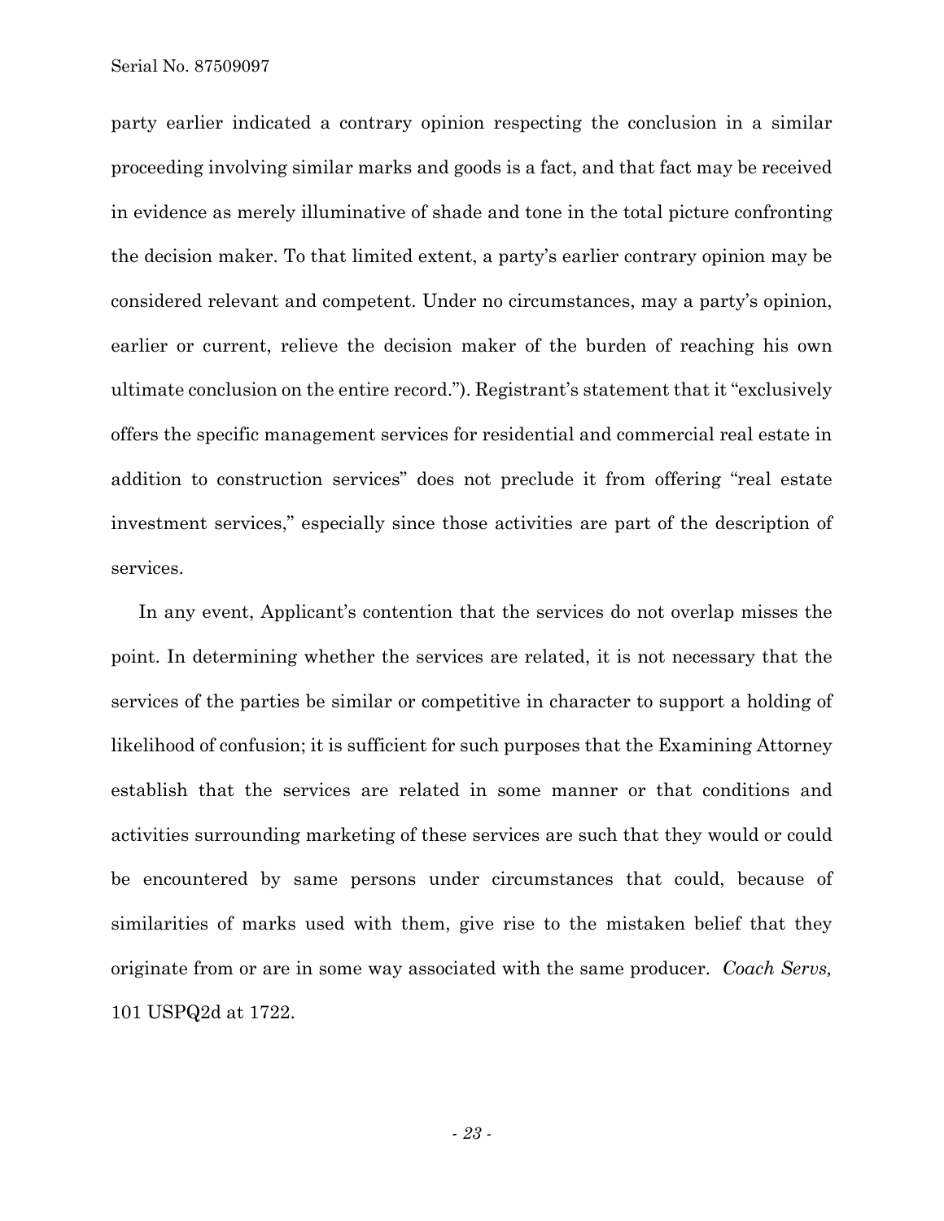party earlier indicated a contrary opinion respecting the conclusion in a similar proceeding involving similar marks and goods is a fact, and that fact may be received in evidence as merely illuminative of shade and tone in the total picture confronting the decision maker. To that limited extent, a party's earlier contrary opinion may be considered relevant and competent. Under no circumstances, may a party's opinion, earlier or current, relieve the decision maker of the burden of reaching his own ultimate conclusion on the entire record."). Registrant's statement that it "exclusively offers the specific management services for residential and commercial real estate in addition to construction services" does not preclude it from offering "real estate investment services," especially since those activities are part of the description of services.

In any event, Applicant's contention that the services do not overlap misses the point. In determining whether the services are related, it is not necessary that the services of the parties be similar or competitive in character to support a holding of likelihood of confusion; it is sufficient for such purposes that the Examining Attorney establish that the services are related in some manner or that conditions and activities surrounding marketing of these services are such that they would or could be encountered by same persons under circumstances that could, because of similarities of marks used with them, give rise to the mistaken belief that they originate from or are in some way associated with the same producer. *Coach Servs,* 101 USPQ2d at 1722.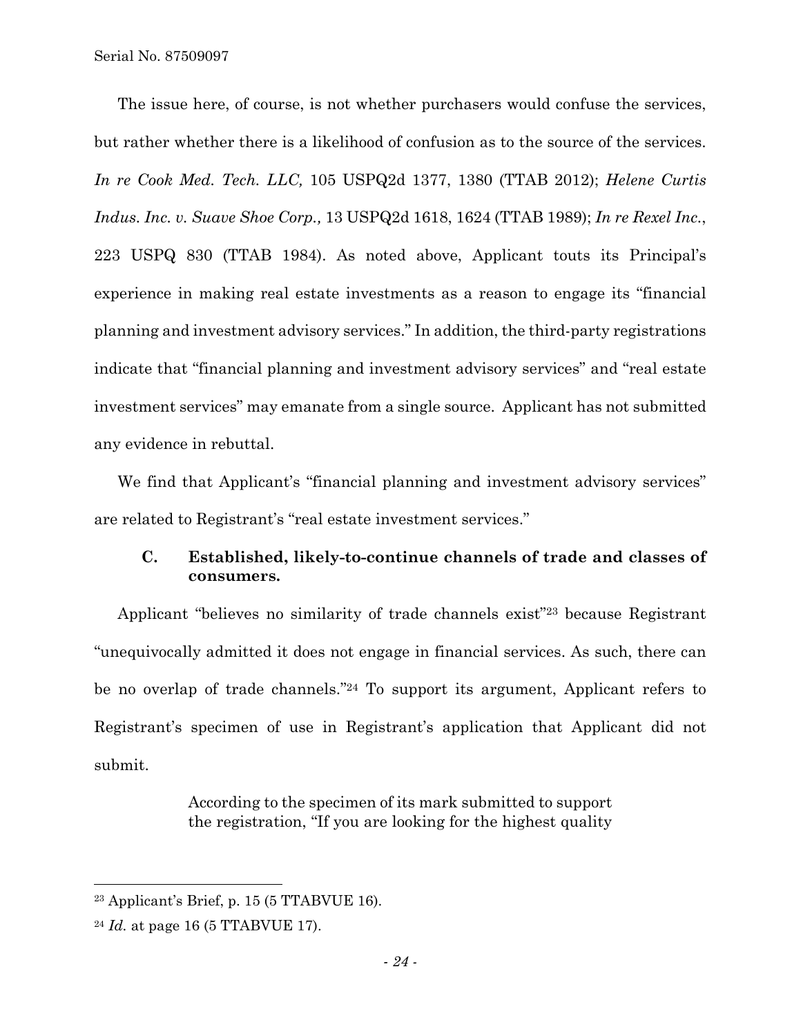The issue here, of course, is not whether purchasers would confuse the services, but rather whether there is a likelihood of confusion as to the source of the services. *In re Cook Med. Tech. LLC,* 105 USPQ2d 1377, 1380 (TTAB 2012); *Helene Curtis Indus. Inc. v. Suave Shoe Corp.,* 13 USPQ2d 1618, 1624 (TTAB 1989); *In re Rexel Inc.*, 223 USPQ 830 (TTAB 1984). As noted above, Applicant touts its Principal's experience in making real estate investments as a reason to engage its "financial planning and investment advisory services." In addition, the third-party registrations indicate that "financial planning and investment advisory services" and "real estate investment services" may emanate from a single source. Applicant has not submitted any evidence in rebuttal.

We find that Applicant's "financial planning and investment advisory services" are related to Registrant's "real estate investment services."

### C. Established, likely-to-continue channels of trade and classes of consumers.

Applicant "believes no similarity of trade channels exist"[23] because Registrant "unequivocally admitted it does not engage in financial services. As such, there can be no overlap of trade channels."[24] To support its argument, Applicant refers to Registrant's specimen of use in Registrant's application that Applicant did not submit.

> According to the specimen of its mark submitted to support the registration, "If you are looking for the highest quality

---

[23] Applicant's Brief, p. 15 (5 TTABVUE 16).

[24] *Id.* at page 16 (5 TTABVUE 17).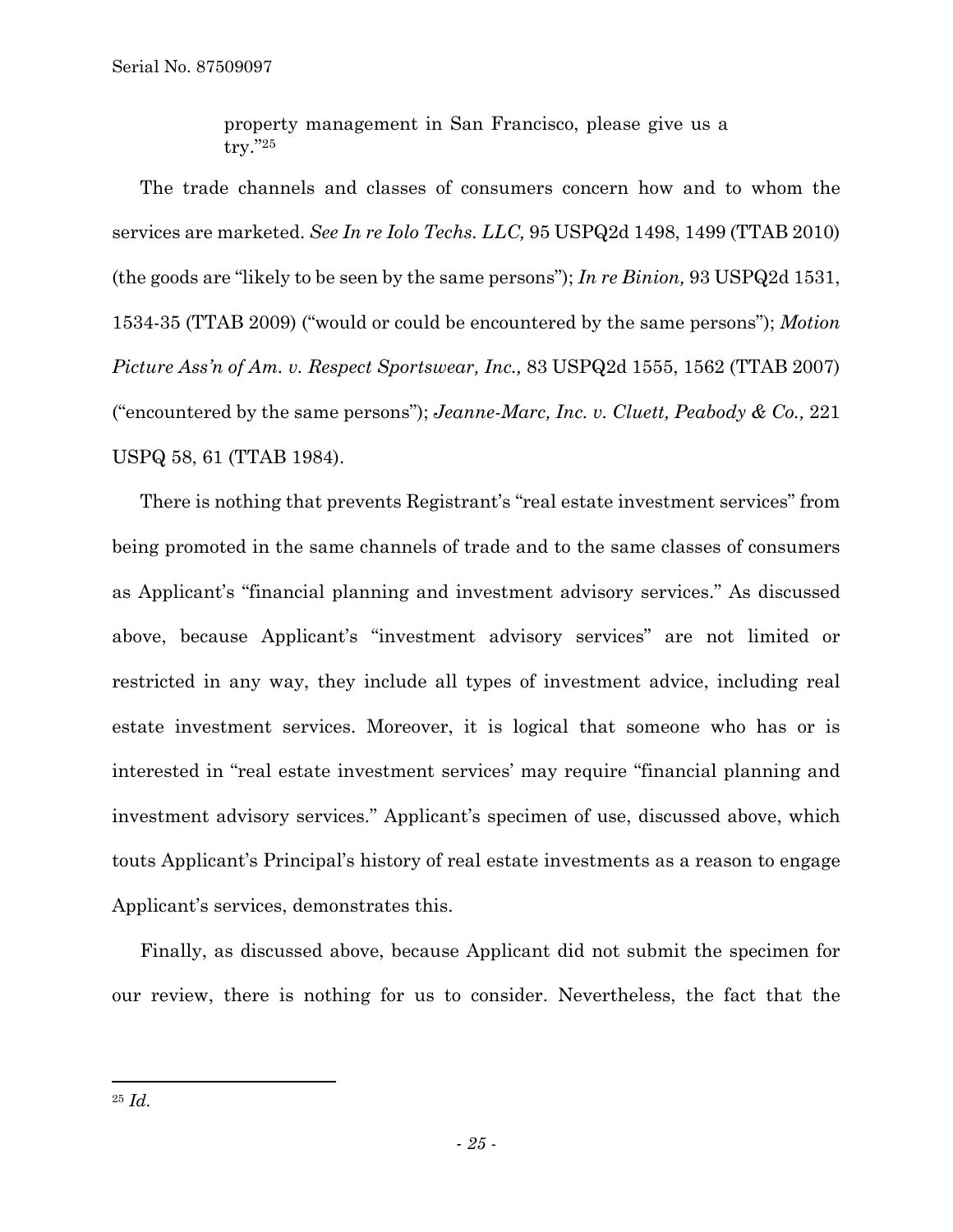> property management in San Francisco, please give us a try."[25]

The trade channels and classes of consumers concern how and to whom the services are marketed. *See In re Iolo Techs. LLC,* 95 USPQ2d 1498, 1499 (TTAB 2010) (the goods are "likely to be seen by the same persons"); *In re Binion,* 93 USPQ2d 1531, 1534-35 (TTAB 2009) ("would or could be encountered by the same persons"); *Motion Picture Ass'n of Am. v. Respect Sportswear, Inc.,* 83 USPQ2d 1555, 1562 (TTAB 2007) ("encountered by the same persons"); *Jeanne-Marc, Inc. v. Cluett, Peabody & Co.,* 221 USPQ 58, 61 (TTAB 1984).

There is nothing that prevents Registrant's "real estate investment services" from being promoted in the same channels of trade and to the same classes of consumers as Applicant's "financial planning and investment advisory services." As discussed above, because Applicant's "investment advisory services" are not limited or restricted in any way, they include all types of investment advice, including real estate investment services. Moreover, it is logical that someone who has or is interested in "real estate investment services' may require "financial planning and investment advisory services." Applicant's specimen of use, discussed above, which touts Applicant's Principal's history of real estate investments as a reason to engage Applicant's services, demonstrates this.

Finally, as discussed above, because Applicant did not submit the specimen for our review, there is nothing for us to consider. Nevertheless, the fact that the

---

[25] *Id.*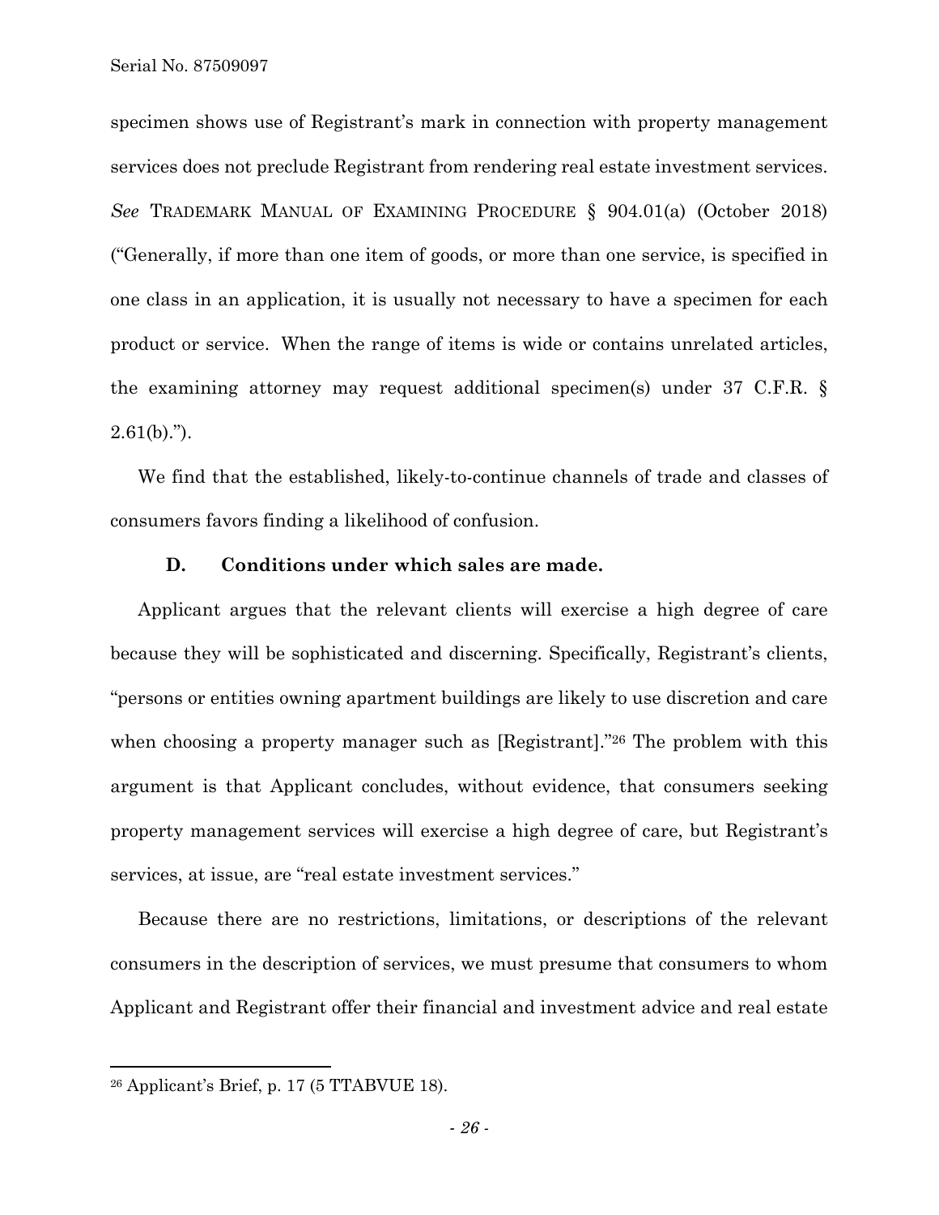specimen shows use of Registrant's mark in connection with property management services does not preclude Registrant from rendering real estate investment services. *See* TRADEMARK MANUAL OF EXAMINING PROCEDURE § 904.01(a) (October 2018) ("Generally, if more than one item of goods, or more than one service, is specified in one class in an application, it is usually not necessary to have a specimen for each product or service. When the range of items is wide or contains unrelated articles, the examining attorney may request additional specimen(s) under 37 C.F.R. § 2.61(b).").

We find that the established, likely-to-continue channels of trade and classes of consumers favors finding a likelihood of confusion.

### D. Conditions under which sales are made.

Applicant argues that the relevant clients will exercise a high degree of care because they will be sophisticated and discerning. Specifically, Registrant's clients, "persons or entities owning apartment buildings are likely to use discretion and care when choosing a property manager such as [Registrant]."[26] The problem with this argument is that Applicant concludes, without evidence, that consumers seeking property management services will exercise a high degree of care, but Registrant's services, at issue, are "real estate investment services."

Because there are no restrictions, limitations, or descriptions of the relevant consumers in the description of services, we must presume that consumers to whom Applicant and Registrant offer their financial and investment advice and real estate

---

[26] Applicant's Brief, p. 17 (5 TTABVUE 18).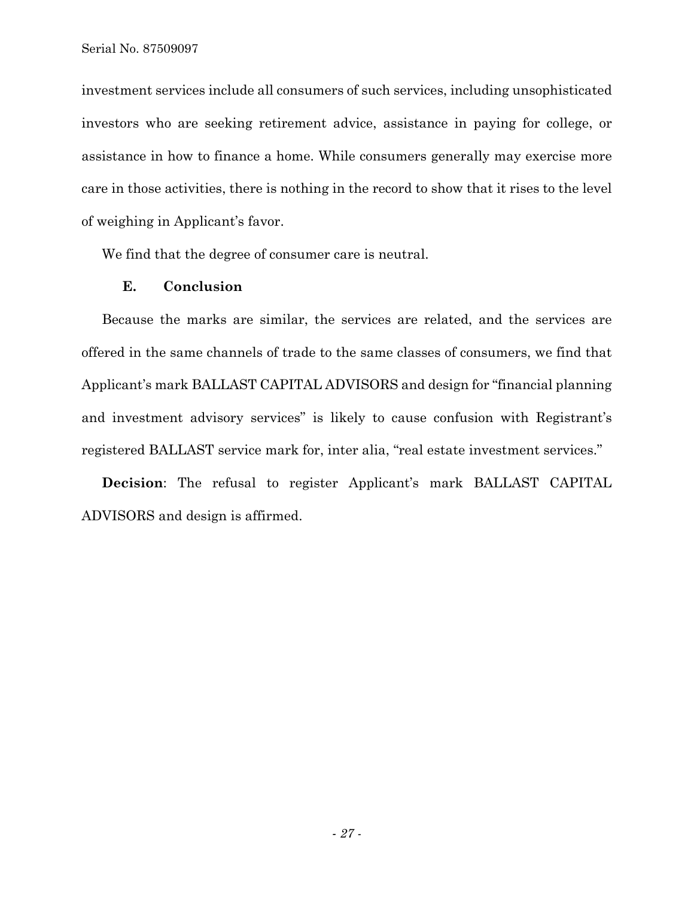investment services include all consumers of such services, including unsophisticated investors who are seeking retirement advice, assistance in paying for college, or assistance in how to finance a home. While consumers generally may exercise more care in those activities, there is nothing in the record to show that it rises to the level of weighing in Applicant's favor.

We find that the degree of consumer care is neutral.

### E. Conclusion

Because the marks are similar, the services are related, and the services are offered in the same channels of trade to the same classes of consumers, we find that Applicant's mark BALLAST CAPITAL ADVISORS and design for "financial planning and investment advisory services" is likely to cause confusion with Registrant's registered BALLAST service mark for, inter alia, "real estate investment services."

**Decision**: The refusal to register Applicant's mark BALLAST CAPITAL ADVISORS and design is affirmed.